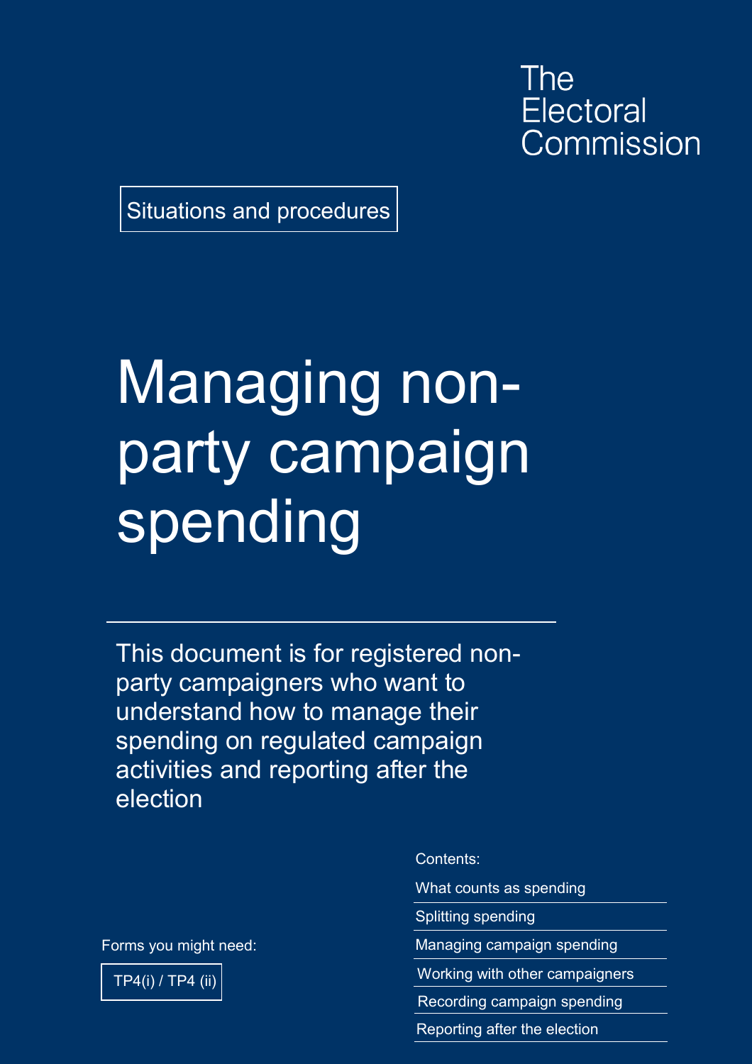The Electoral Commission

Situations and procedures

# Managing non-party campaign spending

This document is for registered non-party campaigners who want to understand how to manage their spending on regulated campaign activities and reporting after the election

Contents:

- What counts as spending
- Splitting spending
- Managing campaign spending
- Working with other campaigners
- Recording campaign spending
- Reporting after the election

Forms you might need:

TP4(i) / TP4 (ii)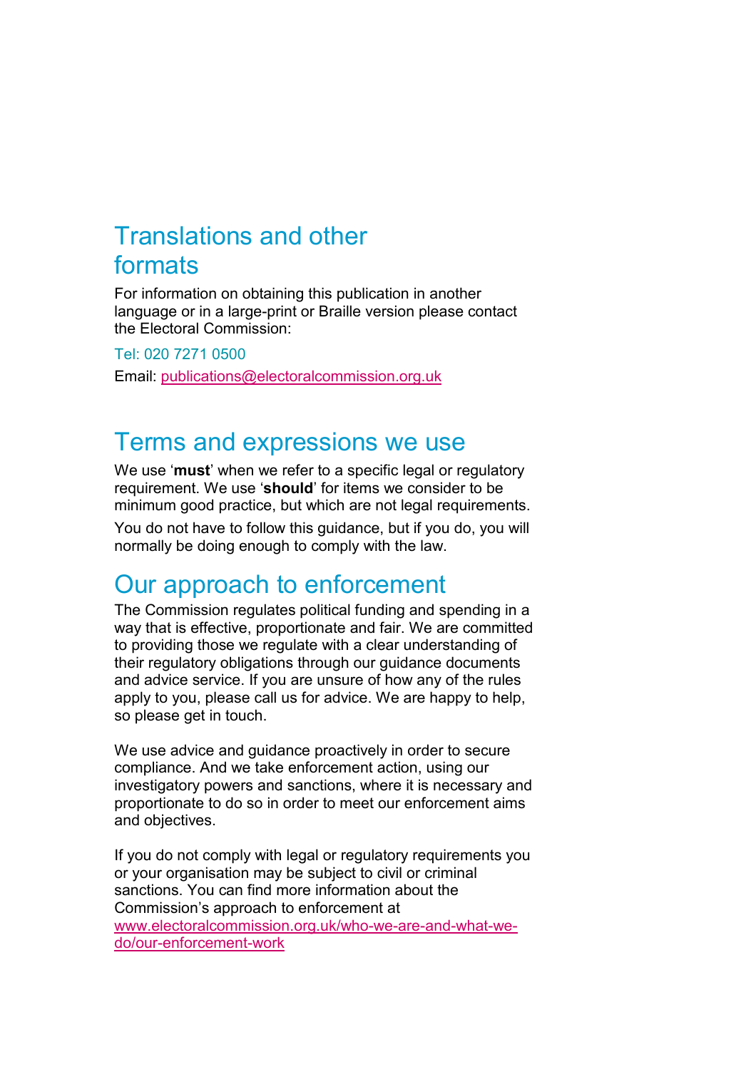## Translations and other formats

For information on obtaining this publication in another language or in a large-print or Braille version please contact the Electoral Commission:

Tel: 020 7271 0500

Email: publications@electoralcommission.org.uk

## Terms and expressions we use

We use '**must**' when we refer to a specific legal or regulatory requirement. We use '**should**' for items we consider to be minimum good practice, but which are not legal requirements.

You do not have to follow this guidance, but if you do, you will normally be doing enough to comply with the law.

## Our approach to enforcement

The Commission regulates political funding and spending in a way that is effective, proportionate and fair. We are committed to providing those we regulate with a clear understanding of their regulatory obligations through our guidance documents and advice service. If you are unsure of how any of the rules apply to you, please call us for advice. We are happy to help, so please get in touch.

We use advice and guidance proactively in order to secure compliance. And we take enforcement action, using our investigatory powers and sanctions, where it is necessary and proportionate to do so in order to meet our enforcement aims and objectives.

If you do not comply with legal or regulatory requirements you or your organisation may be subject to civil or criminal sanctions. You can find more information about the Commission's approach to enforcement at www.electoralcommission.org.uk/who-we-are-and-what-we-do/our-enforcement-work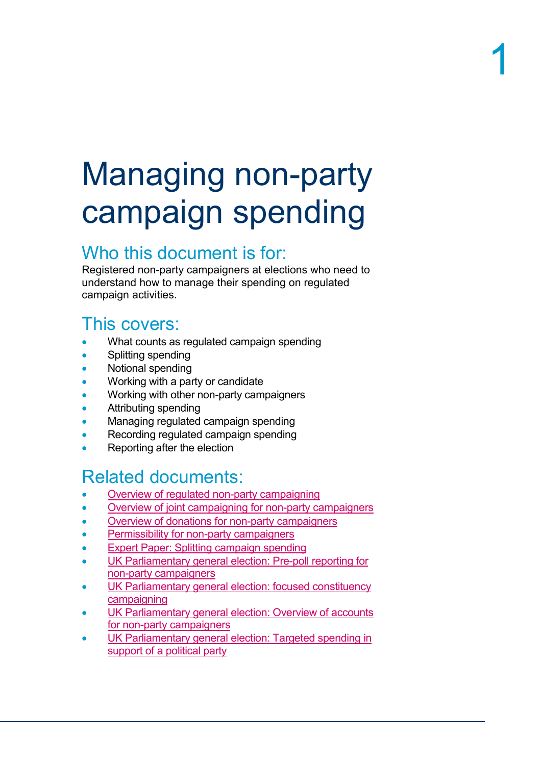# Managing non-party campaign spending

## Who this document is for:

Registered non-party campaigners at elections who need to understand how to manage their spending on regulated campaign activities.

## This covers:

- What counts as regulated campaign spending
- Splitting spending
- Notional spending
- Working with a party or candidate
- Working with other non-party campaigners
- Attributing spending
- Managing regulated campaign spending
- Recording regulated campaign spending
- Reporting after the election

## Related documents:

- Overview of regulated non-party campaigning
- Overview of joint campaigning for non-party campaigners
- Overview of donations for non-party campaigners
- Permissibility for non-party campaigners
- Expert Paper: Splitting campaign spending
- UK Parliamentary general election: Pre-poll reporting for non-party campaigners
- UK Parliamentary general election: focused constituency campaigning
- UK Parliamentary general election: Overview of accounts for non-party campaigners
- UK Parliamentary general election: Targeted spending in support of a political party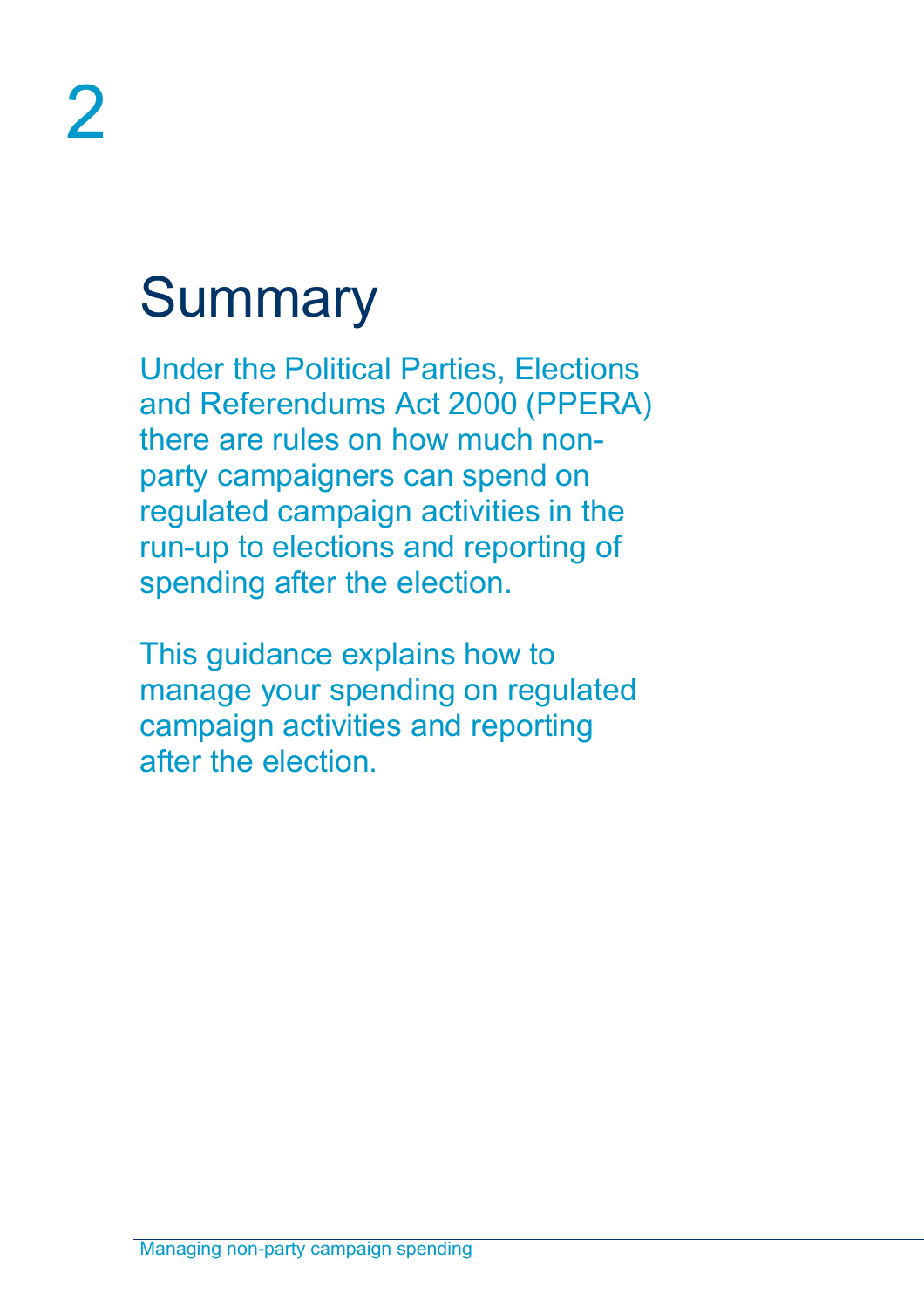# 2

## Summary

Under the Political Parties, Elections and Referendums Act 2000 (PPERA) there are rules on how much non-party campaigners can spend on regulated campaign activities in the run-up to elections and reporting of spending after the election.

This guidance explains how to manage your spending on regulated campaign activities and reporting after the election.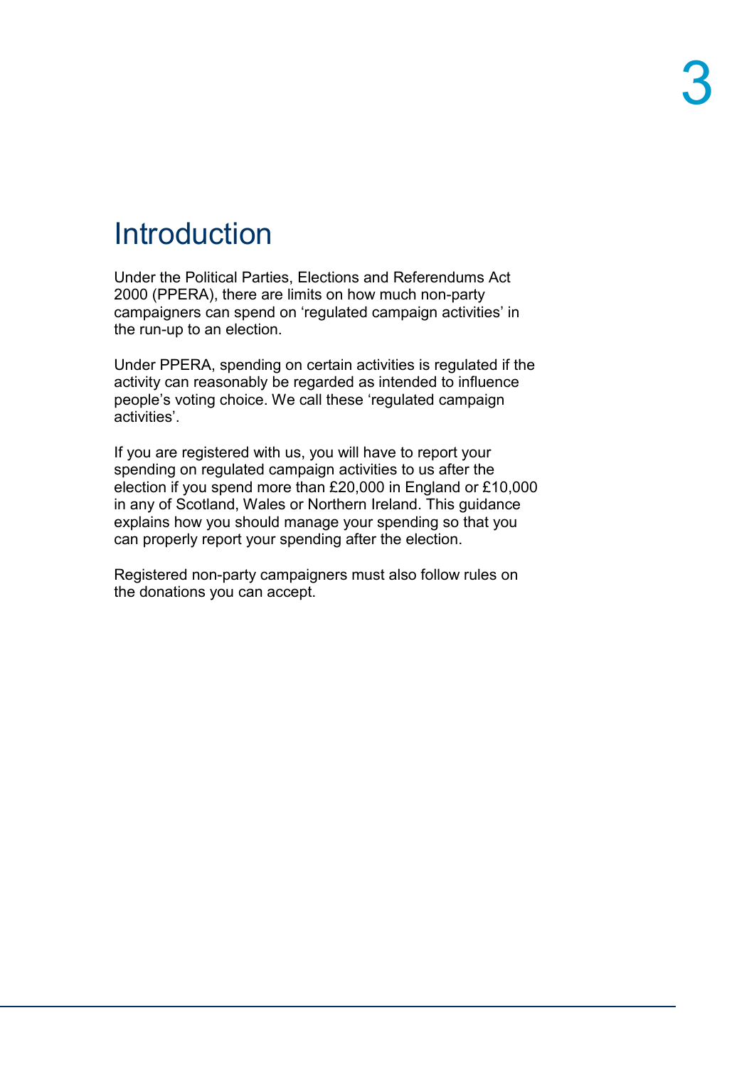# Introduction

Under the Political Parties, Elections and Referendums Act 2000 (PPERA), there are limits on how much non-party campaigners can spend on 'regulated campaign activities' in the run-up to an election.

Under PPERA, spending on certain activities is regulated if the activity can reasonably be regarded as intended to influence people's voting choice. We call these 'regulated campaign activities'.

If you are registered with us, you will have to report your spending on regulated campaign activities to us after the election if you spend more than £20,000 in England or £10,000 in any of Scotland, Wales or Northern Ireland. This guidance explains how you should manage your spending so that you can properly report your spending after the election.

Registered non-party campaigners must also follow rules on the donations you can accept.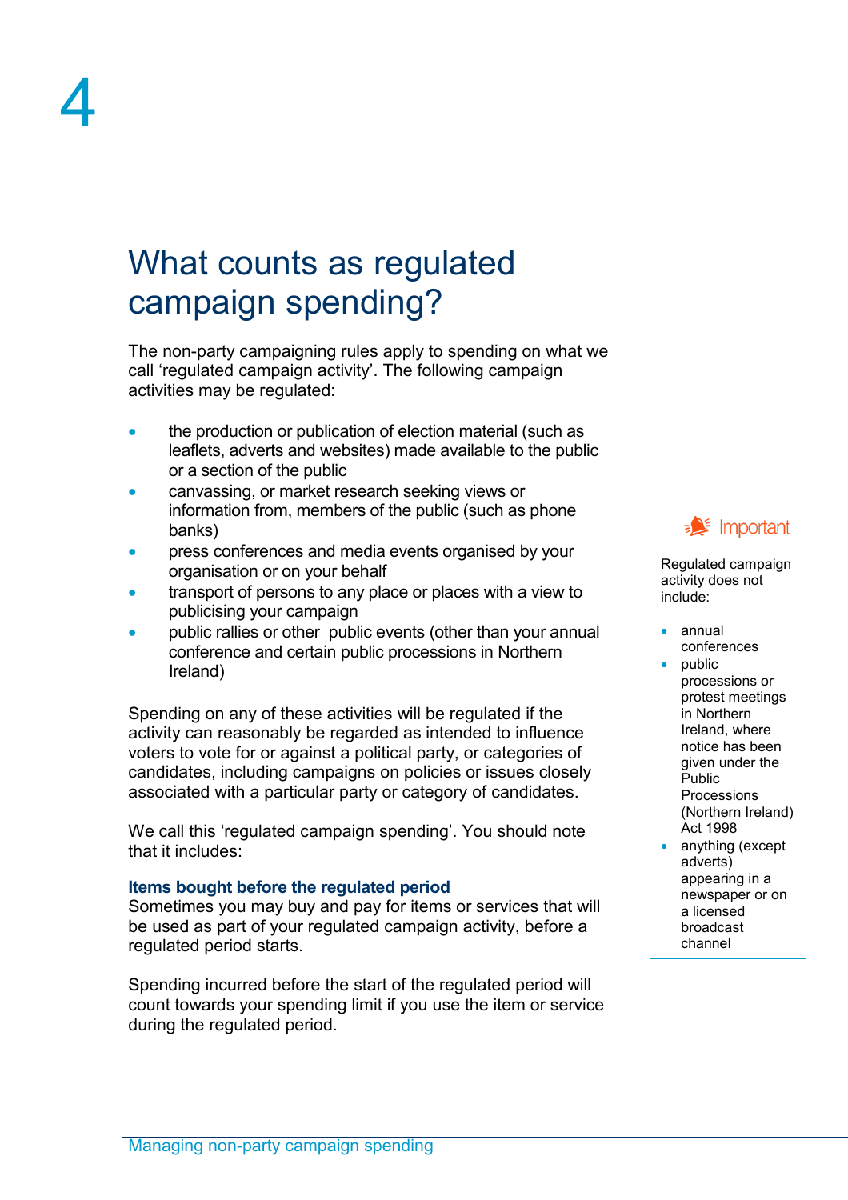4

# What counts as regulated campaign spending?

The non-party campaigning rules apply to spending on what we call 'regulated campaign activity'. The following campaign activities may be regulated:

- the production or publication of election material (such as leaflets, adverts and websites) made available to the public or a section of the public
- canvassing, or market research seeking views or information from, members of the public (such as phone banks)
- press conferences and media events organised by your organisation or on your behalf
- transport of persons to any place or places with a view to publicising your campaign
- public rallies or other public events (other than your annual conference and certain public processions in Northern Ireland)

Spending on any of these activities will be regulated if the activity can reasonably be regarded as intended to influence voters to vote for or against a political party, or categories of candidates, including campaigns on policies or issues closely associated with a particular party or category of candidates.

We call this 'regulated campaign spending'. You should note that it includes:

### Items bought before the regulated period

Sometimes you may buy and pay for items or services that will be used as part of your regulated campaign activity, before a regulated period starts.

Spending incurred before the start of the regulated period will count towards your spending limit if you use the item or service during the regulated period.

> **Important**
>
> Regulated campaign activity does not include:
>
> - annual conferences
> - public processions or protest meetings in Northern Ireland, where notice has been given under the Public Processions (Northern Ireland) Act 1998
> - anything (except adverts) appearing in a newspaper or on a licensed broadcast channel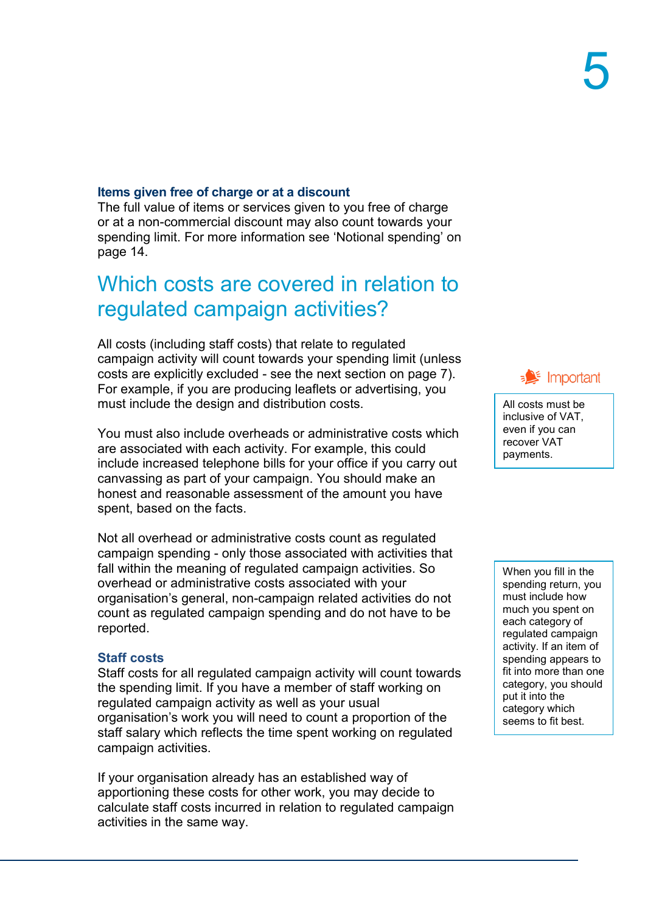### Items given free of charge or at a discount

The full value of items or services given to you free of charge or at a non-commercial discount may also count towards your spending limit. For more information see 'Notional spending' on page 14.

## Which costs are covered in relation to regulated campaign activities?

All costs (including staff costs) that relate to regulated campaign activity will count towards your spending limit (unless costs are explicitly excluded - see the next section on page 7). For example, if you are producing leaflets or advertising, you must include the design and distribution costs.

> **Important**
>
> All costs must be inclusive of VAT, even if you can recover VAT payments.

You must also include overheads or administrative costs which are associated with each activity. For example, this could include increased telephone bills for your office if you carry out canvassing as part of your campaign. You should make an honest and reasonable assessment of the amount you have spent, based on the facts.

Not all overhead or administrative costs count as regulated campaign spending - only those associated with activities that fall within the meaning of regulated campaign activities. So overhead or administrative costs associated with your organisation's general, non-campaign related activities do not count as regulated campaign spending and do not have to be reported.

> When you fill in the spending return, you must include how much you spent on each category of regulated campaign activity. If an item of spending appears to fit into more than one category, you should put it into the category which seems to fit best.

### Staff costs

Staff costs for all regulated campaign activity will count towards the spending limit. If you have a member of staff working on regulated campaign activity as well as your usual organisation's work you will need to count a proportion of the staff salary which reflects the time spent working on regulated campaign activities.

If your organisation already has an established way of apportioning these costs for other work, you may decide to calculate staff costs incurred in relation to regulated campaign activities in the same way.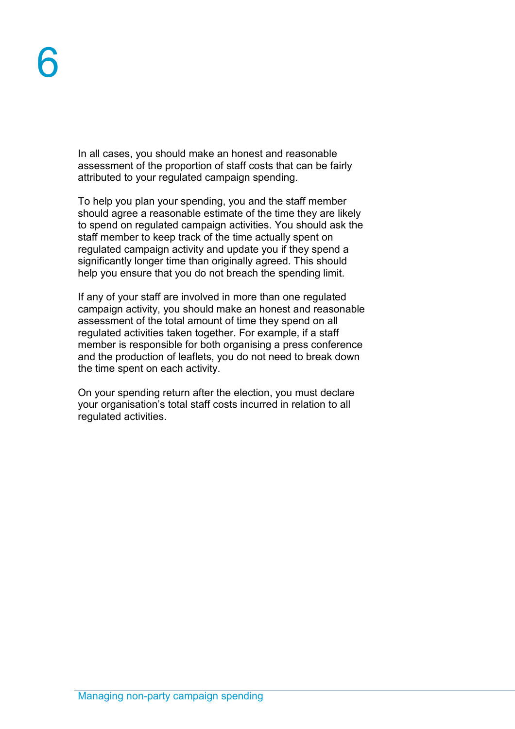In all cases, you should make an honest and reasonable assessment of the proportion of staff costs that can be fairly attributed to your regulated campaign spending.

To help you plan your spending, you and the staff member should agree a reasonable estimate of the time they are likely to spend on regulated campaign activities. You should ask the staff member to keep track of the time actually spent on regulated campaign activity and update you if they spend a significantly longer time than originally agreed. This should help you ensure that you do not breach the spending limit.

If any of your staff are involved in more than one regulated campaign activity, you should make an honest and reasonable assessment of the total amount of time they spend on all regulated activities taken together. For example, if a staff member is responsible for both organising a press conference and the production of leaflets, you do not need to break down the time spent on each activity.

On your spending return after the election, you must declare your organisation's total staff costs incurred in relation to all regulated activities.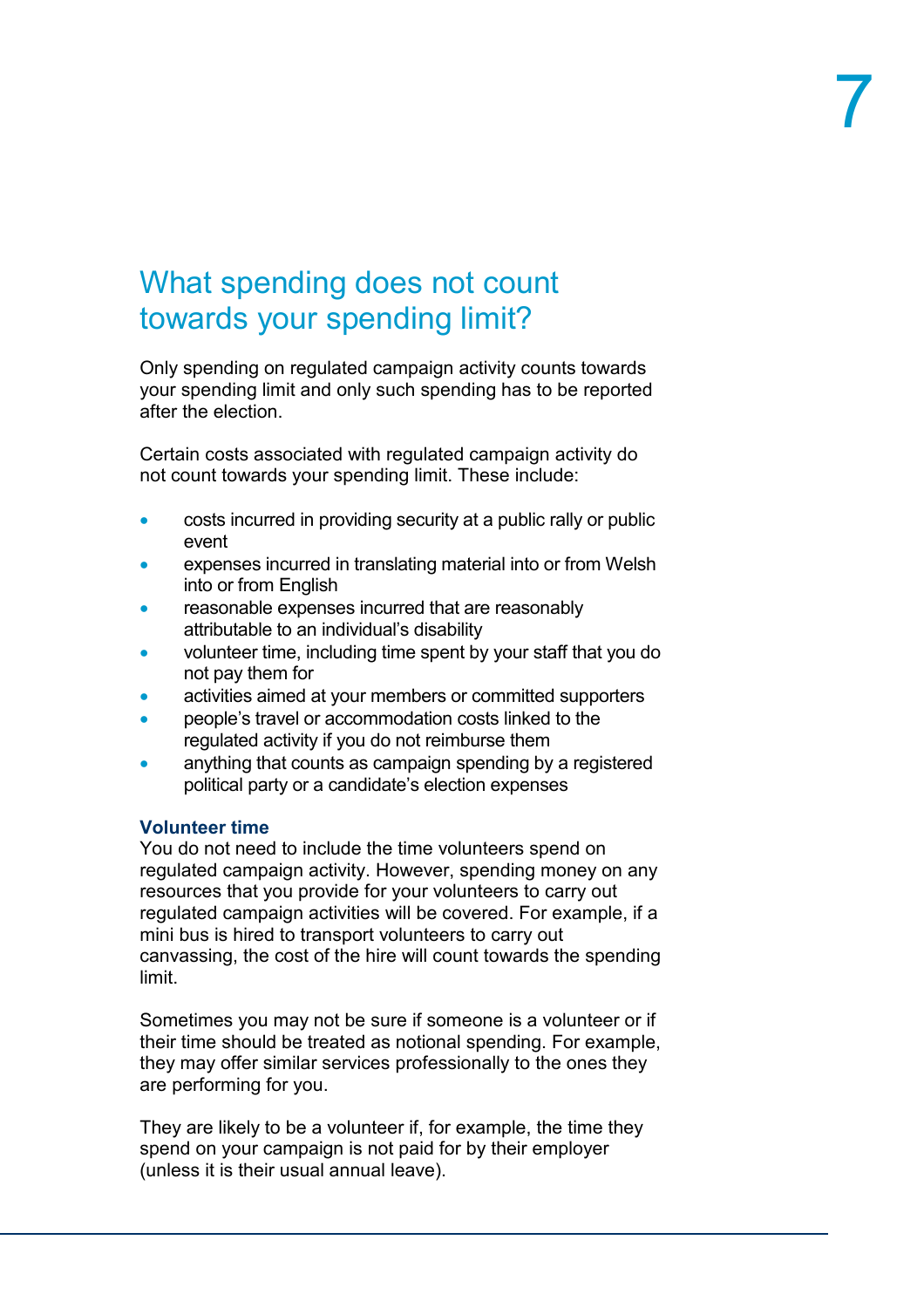## What spending does not count towards your spending limit?

Only spending on regulated campaign activity counts towards your spending limit and only such spending has to be reported after the election.

Certain costs associated with regulated campaign activity do not count towards your spending limit. These include:

- costs incurred in providing security at a public rally or public event
- expenses incurred in translating material into or from Welsh into or from English
- reasonable expenses incurred that are reasonably attributable to an individual's disability
- volunteer time, including time spent by your staff that you do not pay them for
- activities aimed at your members or committed supporters
- people's travel or accommodation costs linked to the regulated activity if you do not reimburse them
- anything that counts as campaign spending by a registered political party or a candidate's election expenses

### Volunteer time

You do not need to include the time volunteers spend on regulated campaign activity. However, spending money on any resources that you provide for your volunteers to carry out regulated campaign activities will be covered. For example, if a mini bus is hired to transport volunteers to carry out canvassing, the cost of the hire will count towards the spending limit.

Sometimes you may not be sure if someone is a volunteer or if their time should be treated as notional spending. For example, they may offer similar services professionally to the ones they are performing for you.

They are likely to be a volunteer if, for example, the time they spend on your campaign is not paid for by their employer (unless it is their usual annual leave).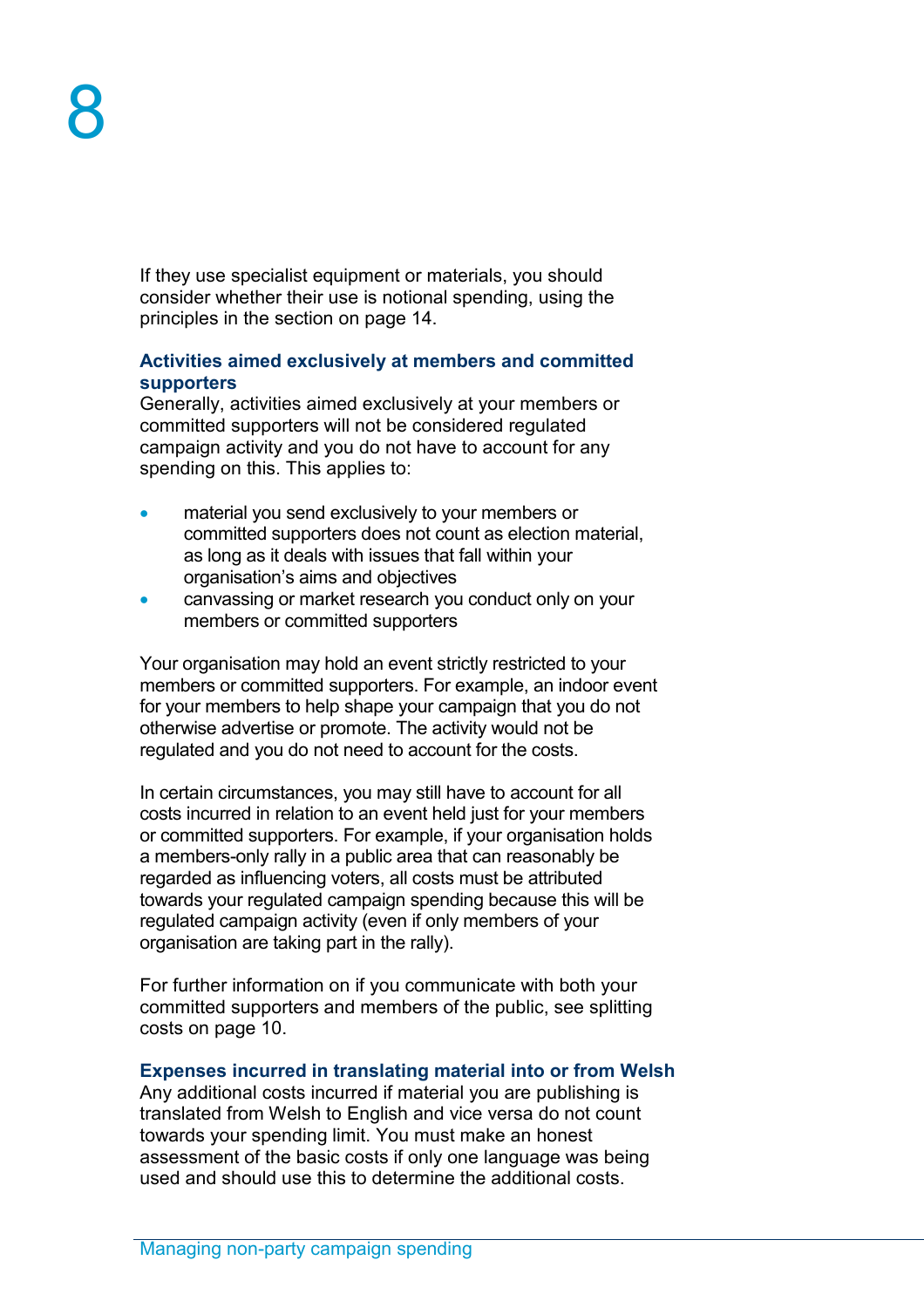If they use specialist equipment or materials, you should consider whether their use is notional spending, using the principles in the section on page 14.

### Activities aimed exclusively at members and committed supporters

Generally, activities aimed exclusively at your members or committed supporters will not be considered regulated campaign activity and you do not have to account for any spending on this. This applies to:

- material you send exclusively to your members or committed supporters does not count as election material, as long as it deals with issues that fall within your organisation's aims and objectives
- canvassing or market research you conduct only on your members or committed supporters

Your organisation may hold an event strictly restricted to your members or committed supporters. For example, an indoor event for your members to help shape your campaign that you do not otherwise advertise or promote. The activity would not be regulated and you do not need to account for the costs.

In certain circumstances, you may still have to account for all costs incurred in relation to an event held just for your members or committed supporters. For example, if your organisation holds a members-only rally in a public area that can reasonably be regarded as influencing voters, all costs must be attributed towards your regulated campaign spending because this will be regulated campaign activity (even if only members of your organisation are taking part in the rally).

For further information on if you communicate with both your committed supporters and members of the public, see splitting costs on page 10.

### Expenses incurred in translating material into or from Welsh

Any additional costs incurred if material you are publishing is translated from Welsh to English and vice versa do not count towards your spending limit. You must make an honest assessment of the basic costs if only one language was being used and should use this to determine the additional costs.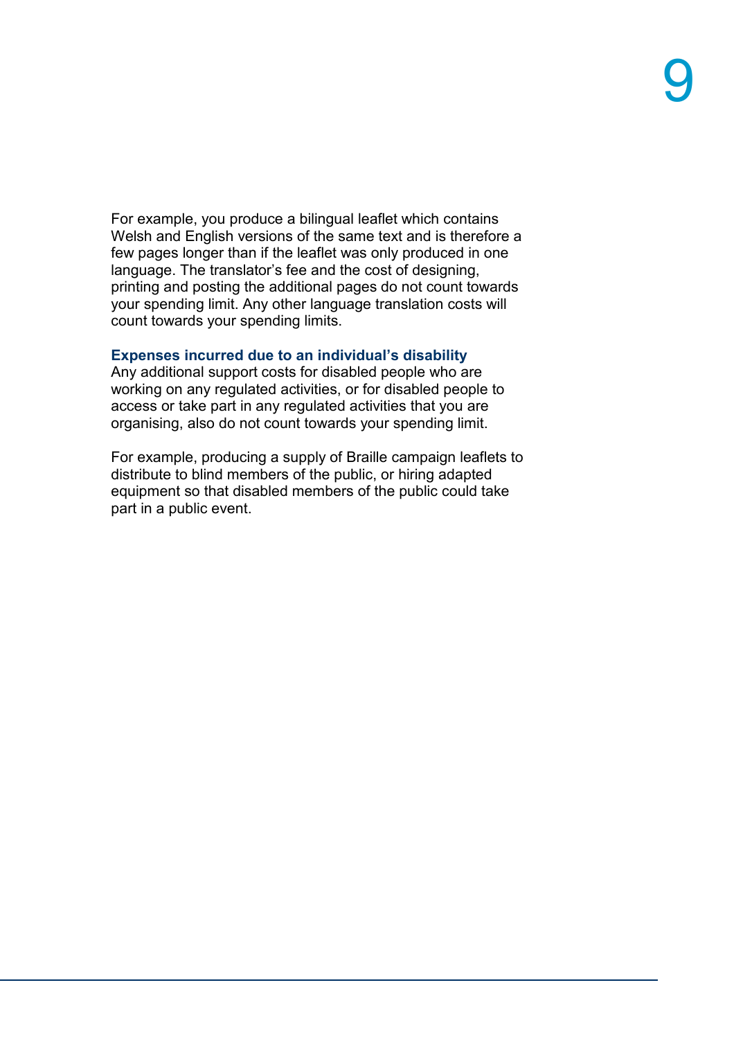For example, you produce a bilingual leaflet which contains Welsh and English versions of the same text and is therefore a few pages longer than if the leaflet was only produced in one language. The translator's fee and the cost of designing, printing and posting the additional pages do not count towards your spending limit. Any other language translation costs will count towards your spending limits.

### Expenses incurred due to an individual's disability

Any additional support costs for disabled people who are working on any regulated activities, or for disabled people to access or take part in any regulated activities that you are organising, also do not count towards your spending limit.

For example, producing a supply of Braille campaign leaflets to distribute to blind members of the public, or hiring adapted equipment so that disabled members of the public could take part in a public event.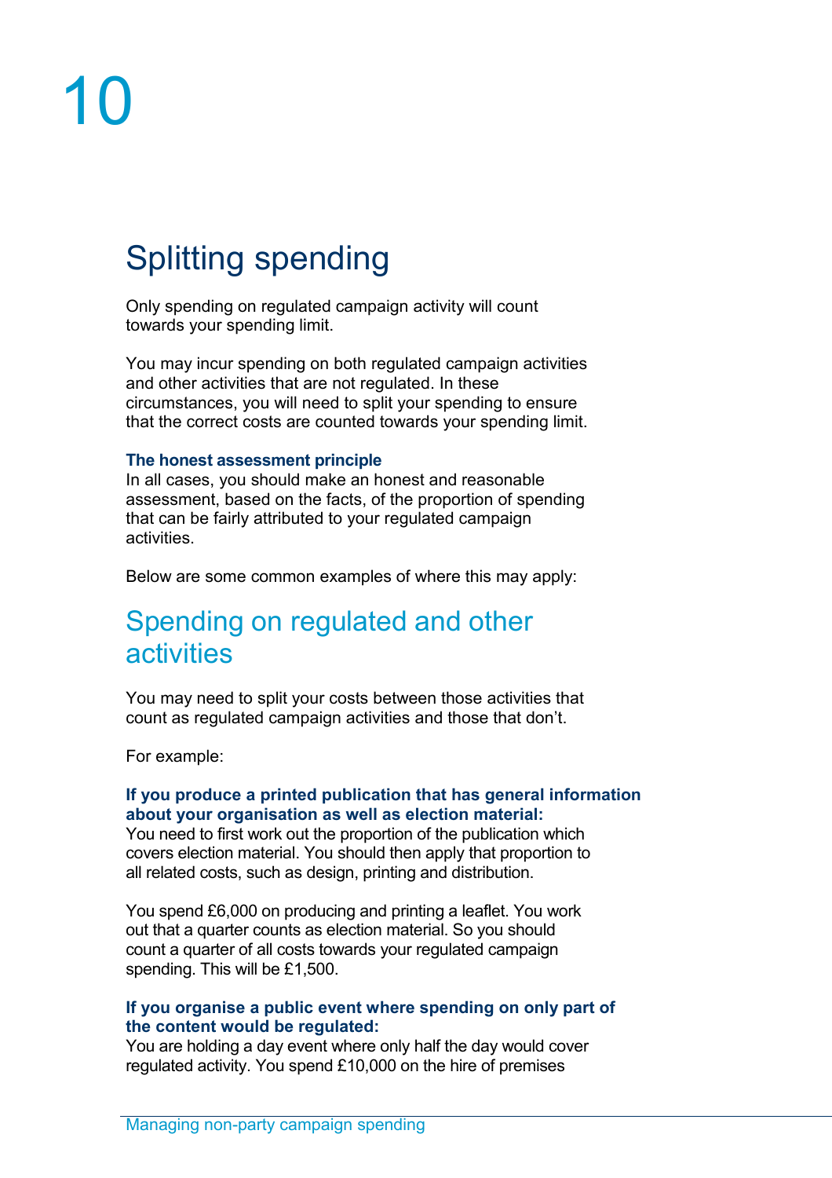# 10

# Splitting spending

Only spending on regulated campaign activity will count towards your spending limit.

You may incur spending on both regulated campaign activities and other activities that are not regulated. In these circumstances, you will need to split your spending to ensure that the correct costs are counted towards your spending limit.

**The honest assessment principle**
In all cases, you should make an honest and reasonable assessment, based on the facts, of the proportion of spending that can be fairly attributed to your regulated campaign activities.

Below are some common examples of where this may apply:

## Spending on regulated and other activities

You may need to split your costs between those activities that count as regulated campaign activities and those that don't.

For example:

**If you produce a printed publication that has general information about your organisation as well as election material:**
You need to first work out the proportion of the publication which covers election material. You should then apply that proportion to all related costs, such as design, printing and distribution.

You spend £6,000 on producing and printing a leaflet. You work out that a quarter counts as election material. So you should count a quarter of all costs towards your regulated campaign spending. This will be £1,500.

**If you organise a public event where spending on only part of the content would be regulated:**
You are holding a day event where only half the day would cover regulated activity. You spend £10,000 on the hire of premises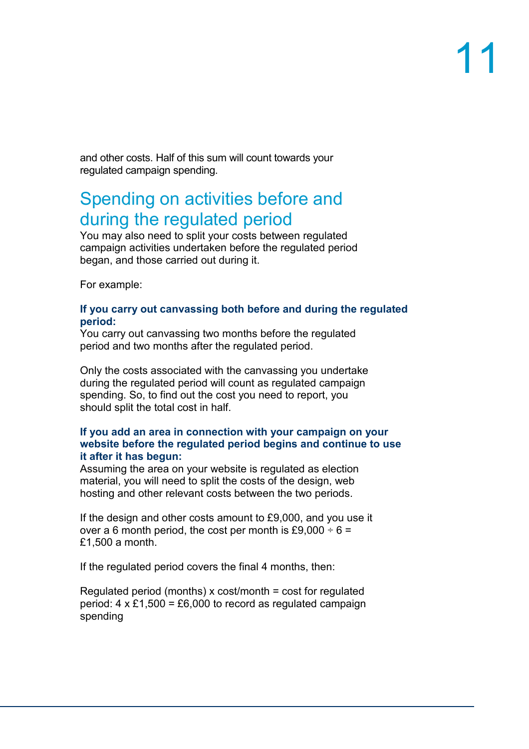and other costs. Half of this sum will count towards your regulated campaign spending.

## Spending on activities before and during the regulated period

You may also need to split your costs between regulated campaign activities undertaken before the regulated period began, and those carried out during it.

For example:

**If you carry out canvassing both before and during the regulated period:**

You carry out canvassing two months before the regulated period and two months after the regulated period.

Only the costs associated with the canvassing you undertake during the regulated period will count as regulated campaign spending. So, to find out the cost you need to report, you should split the total cost in half.

**If you add an area in connection with your campaign on your website before the regulated period begins and continue to use it after it has begun:**

Assuming the area on your website is regulated as election material, you will need to split the costs of the design, web hosting and other relevant costs between the two periods.

If the design and other costs amount to £9,000, and you use it over a 6 month period, the cost per month is £9,000 ÷ 6 = £1,500 a month.

If the regulated period covers the final 4 months, then:

Regulated period (months) x cost/month = cost for regulated period: 4 x £1,500 = £6,000 to record as regulated campaign spending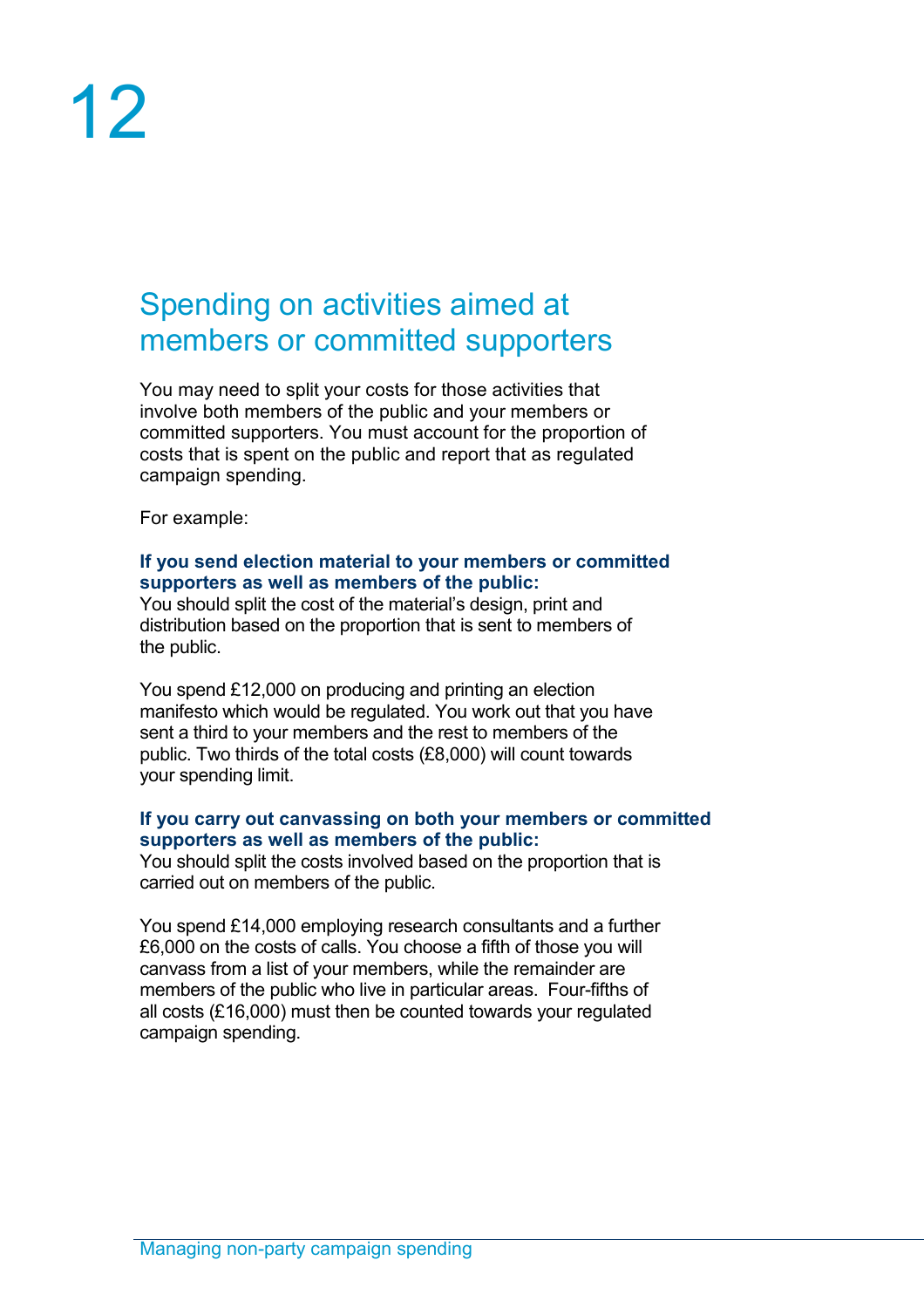# 12

## Spending on activities aimed at members or committed supporters

You may need to split your costs for those activities that involve both members of the public and your members or committed supporters. You must account for the proportion of costs that is spent on the public and report that as regulated campaign spending.

For example:

**If you send election material to your members or committed supporters as well as members of the public:**
You should split the cost of the material's design, print and distribution based on the proportion that is sent to members of the public.

You spend £12,000 on producing and printing an election manifesto which would be regulated. You work out that you have sent a third to your members and the rest to members of the public. Two thirds of the total costs (£8,000) will count towards your spending limit.

**If you carry out canvassing on both your members or committed supporters as well as members of the public:**
You should split the costs involved based on the proportion that is carried out on members of the public.

You spend £14,000 employing research consultants and a further £6,000 on the costs of calls. You choose a fifth of those you will canvass from a list of your members, while the remainder are members of the public who live in particular areas. Four-fifths of all costs (£16,000) must then be counted towards your regulated campaign spending.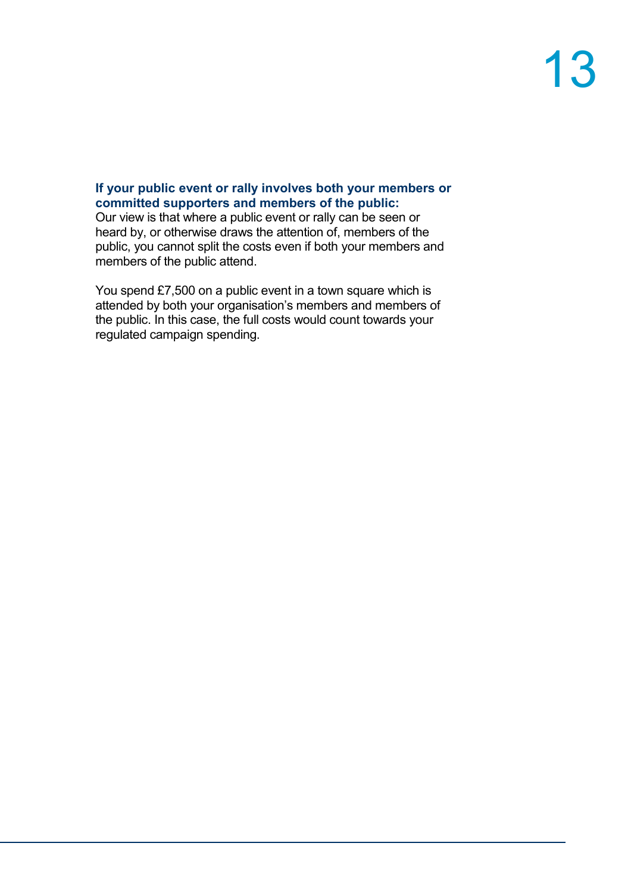**If your public event or rally involves both your members or committed supporters and members of the public:**
Our view is that where a public event or rally can be seen or heard by, or otherwise draws the attention of, members of the public, you cannot split the costs even if both your members and members of the public attend.

You spend £7,500 on a public event in a town square which is attended by both your organisation's members and members of the public. In this case, the full costs would count towards your regulated campaign spending.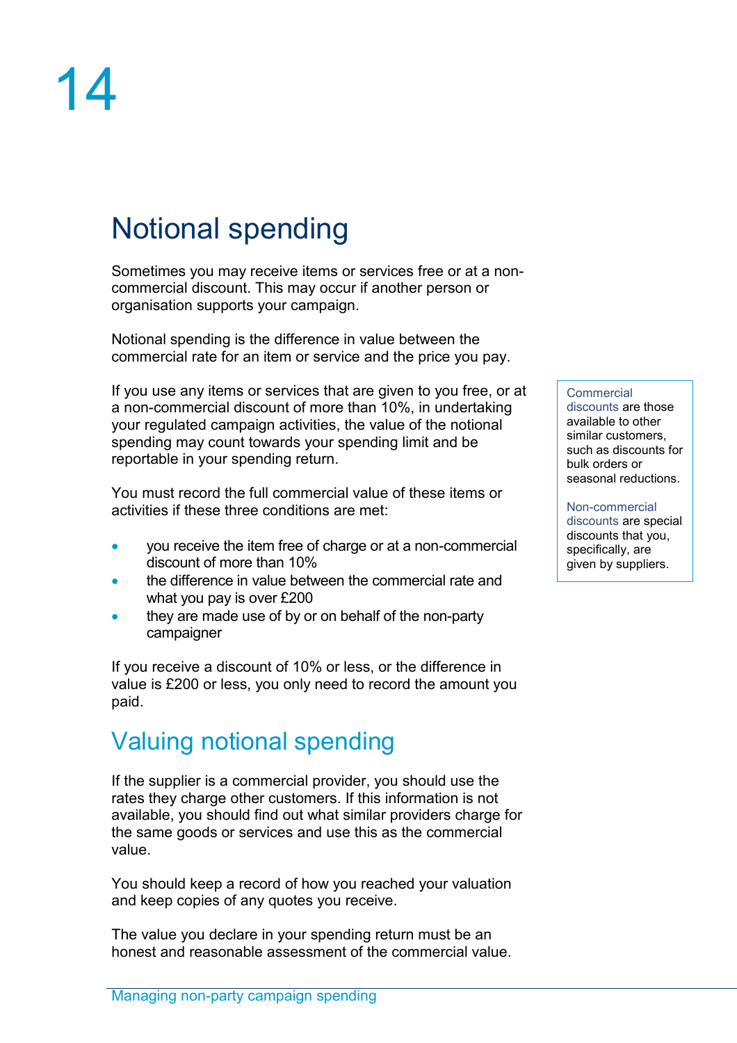# 14

## Notional spending

Sometimes you may receive items or services free or at a non-commercial discount. This may occur if another person or organisation supports your campaign.

Notional spending is the difference in value between the commercial rate for an item or service and the price you pay.

If you use any items or services that are given to you free, or at a non-commercial discount of more than 10%, in undertaking your regulated campaign activities, the value of the notional spending may count towards your spending limit and be reportable in your spending return.

> Commercial discounts are those available to other similar customers, such as discounts for bulk orders or seasonal reductions.
>
> Non-commercial discounts are special discounts that you, specifically, are given by suppliers.

You must record the full commercial value of these items or activities if these three conditions are met:

- you receive the item free of charge or at a non-commercial discount of more than 10%
- the difference in value between the commercial rate and what you pay is over £200
- they are made use of by or on behalf of the non-party campaigner

If you receive a discount of 10% or less, or the difference in value is £200 or less, you only need to record the amount you paid.

### Valuing notional spending

If the supplier is a commercial provider, you should use the rates they charge other customers. If this information is not available, you should find out what similar providers charge for the same goods or services and use this as the commercial value.

You should keep a record of how you reached your valuation and keep copies of any quotes you receive.

The value you declare in your spending return must be an honest and reasonable assessment of the commercial value.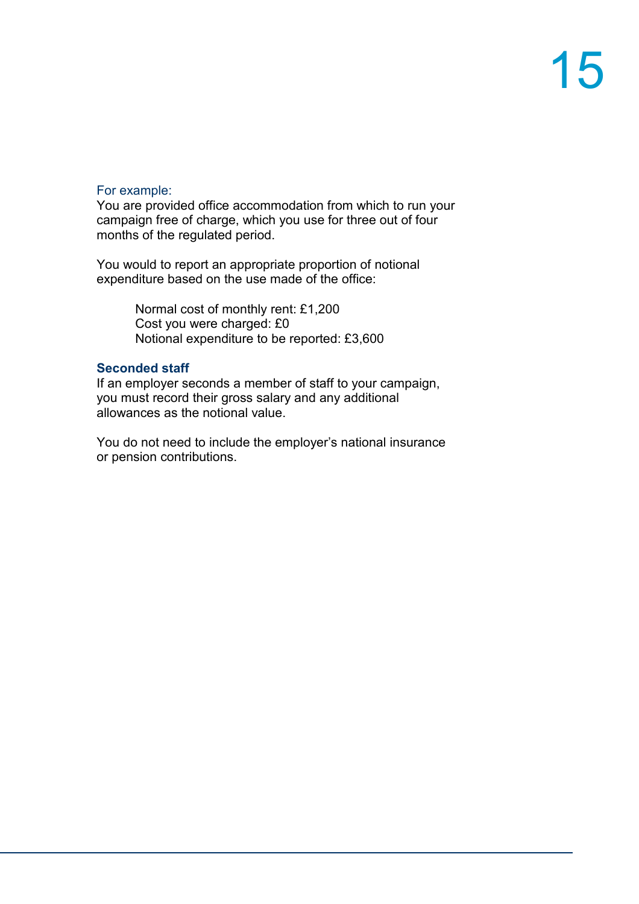For example:

You are provided office accommodation from which to run your campaign free of charge, which you use for three out of four months of the regulated period.

You would to report an appropriate proportion of notional expenditure based on the use made of the office:

> Normal cost of monthly rent: £1,200
> Cost you were charged: £0
> Notional expenditure to be reported: £3,600

**Seconded staff**

If an employer seconds a member of staff to your campaign, you must record their gross salary and any additional allowances as the notional value.

You do not need to include the employer's national insurance or pension contributions.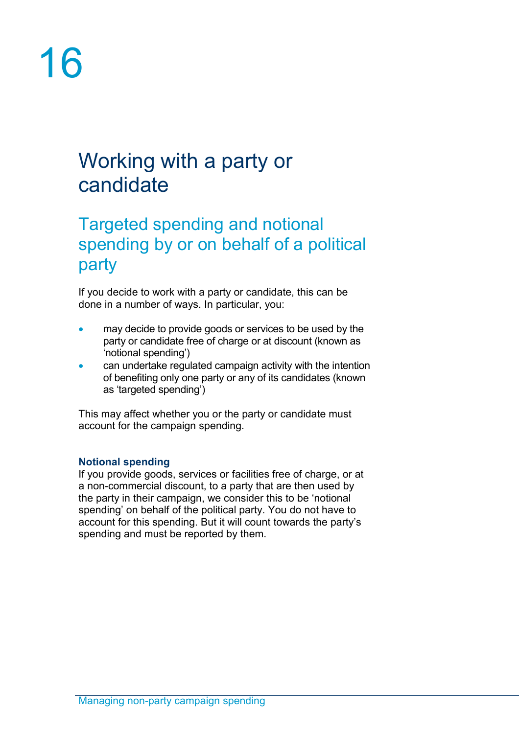# 16

# Working with a party or candidate

## Targeted spending and notional spending by or on behalf of a political party

If you decide to work with a party or candidate, this can be done in a number of ways. In particular, you:

- may decide to provide goods or services to be used by the party or candidate free of charge or at discount (known as 'notional spending')
- can undertake regulated campaign activity with the intention of benefiting only one party or any of its candidates (known as 'targeted spending')

This may affect whether you or the party or candidate must account for the campaign spending.

### Notional spending

If you provide goods, services or facilities free of charge, or at a non-commercial discount, to a party that are then used by the party in their campaign, we consider this to be 'notional spending' on behalf of the political party. You do not have to account for this spending. But it will count towards the party's spending and must be reported by them.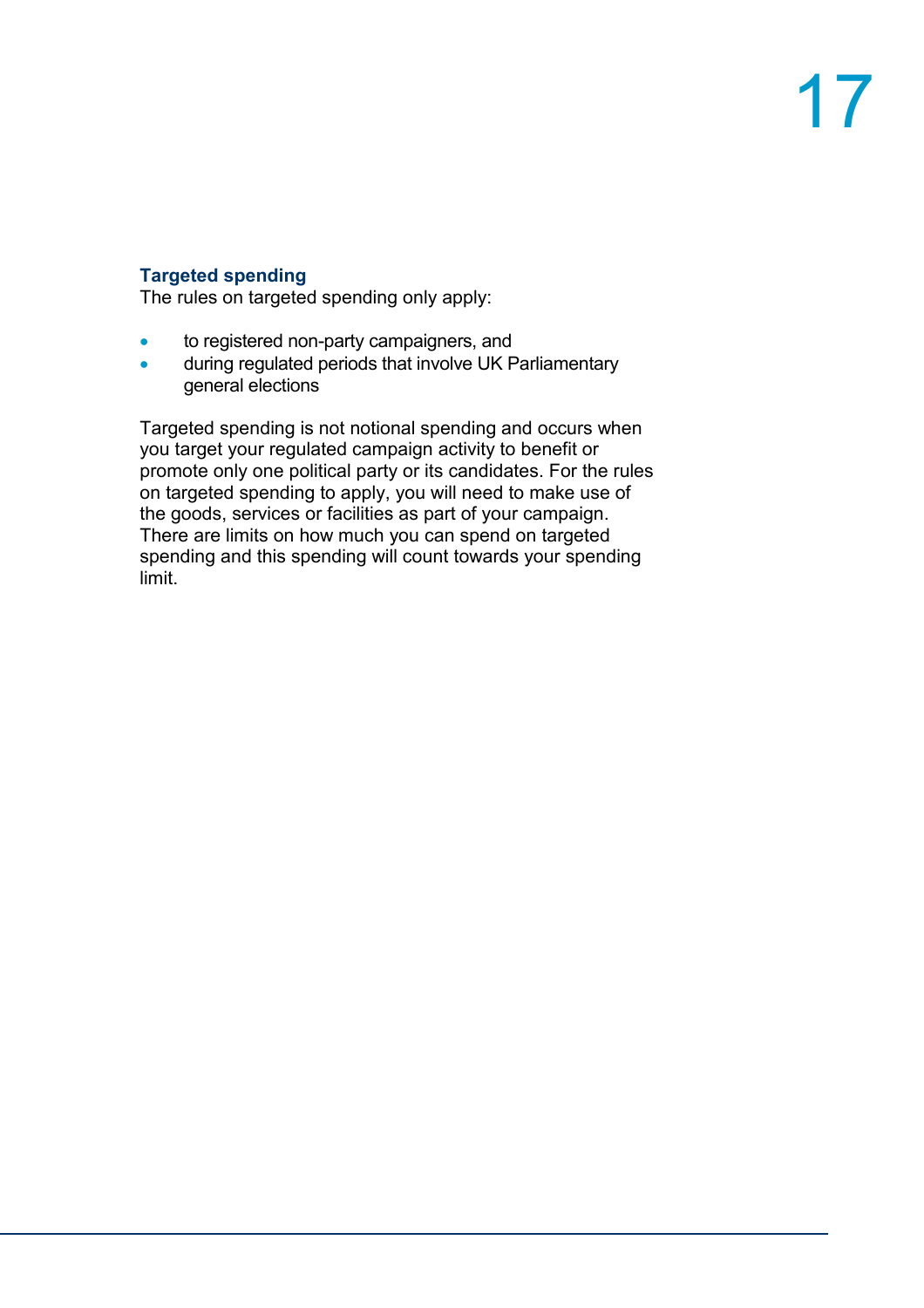### Targeted spending

The rules on targeted spending only apply:

- to registered non-party campaigners, and
- during regulated periods that involve UK Parliamentary general elections

Targeted spending is not notional spending and occurs when you target your regulated campaign activity to benefit or promote only one political party or its candidates. For the rules on targeted spending to apply, you will need to make use of the goods, services or facilities as part of your campaign. There are limits on how much you can spend on targeted spending and this spending will count towards your spending limit.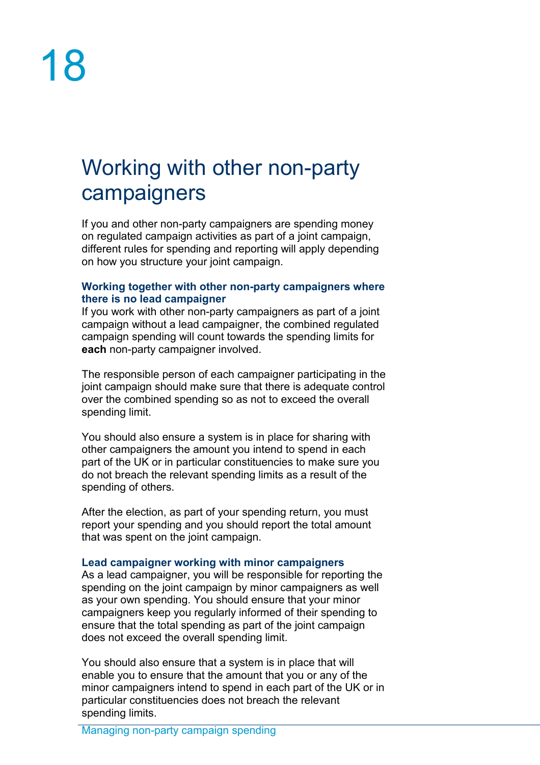# 18

## Working with other non-party campaigners

If you and other non-party campaigners are spending money on regulated campaign activities as part of a joint campaign, different rules for spending and reporting will apply depending on how you structure your joint campaign.

### Working together with other non-party campaigners where there is no lead campaigner

If you work with other non-party campaigners as part of a joint campaign without a lead campaigner, the combined regulated campaign spending will count towards the spending limits for **each** non-party campaigner involved.

The responsible person of each campaigner participating in the joint campaign should make sure that there is adequate control over the combined spending so as not to exceed the overall spending limit.

You should also ensure a system is in place for sharing with other campaigners the amount you intend to spend in each part of the UK or in particular constituencies to make sure you do not breach the relevant spending limits as a result of the spending of others.

After the election, as part of your spending return, you must report your spending and you should report the total amount that was spent on the joint campaign.

### Lead campaigner working with minor campaigners

As a lead campaigner, you will be responsible for reporting the spending on the joint campaign by minor campaigners as well as your own spending. You should ensure that your minor campaigners keep you regularly informed of their spending to ensure that the total spending as part of the joint campaign does not exceed the overall spending limit.

You should also ensure that a system is in place that will enable you to ensure that the amount that you or any of the minor campaigners intend to spend in each part of the UK or in particular constituencies does not breach the relevant spending limits.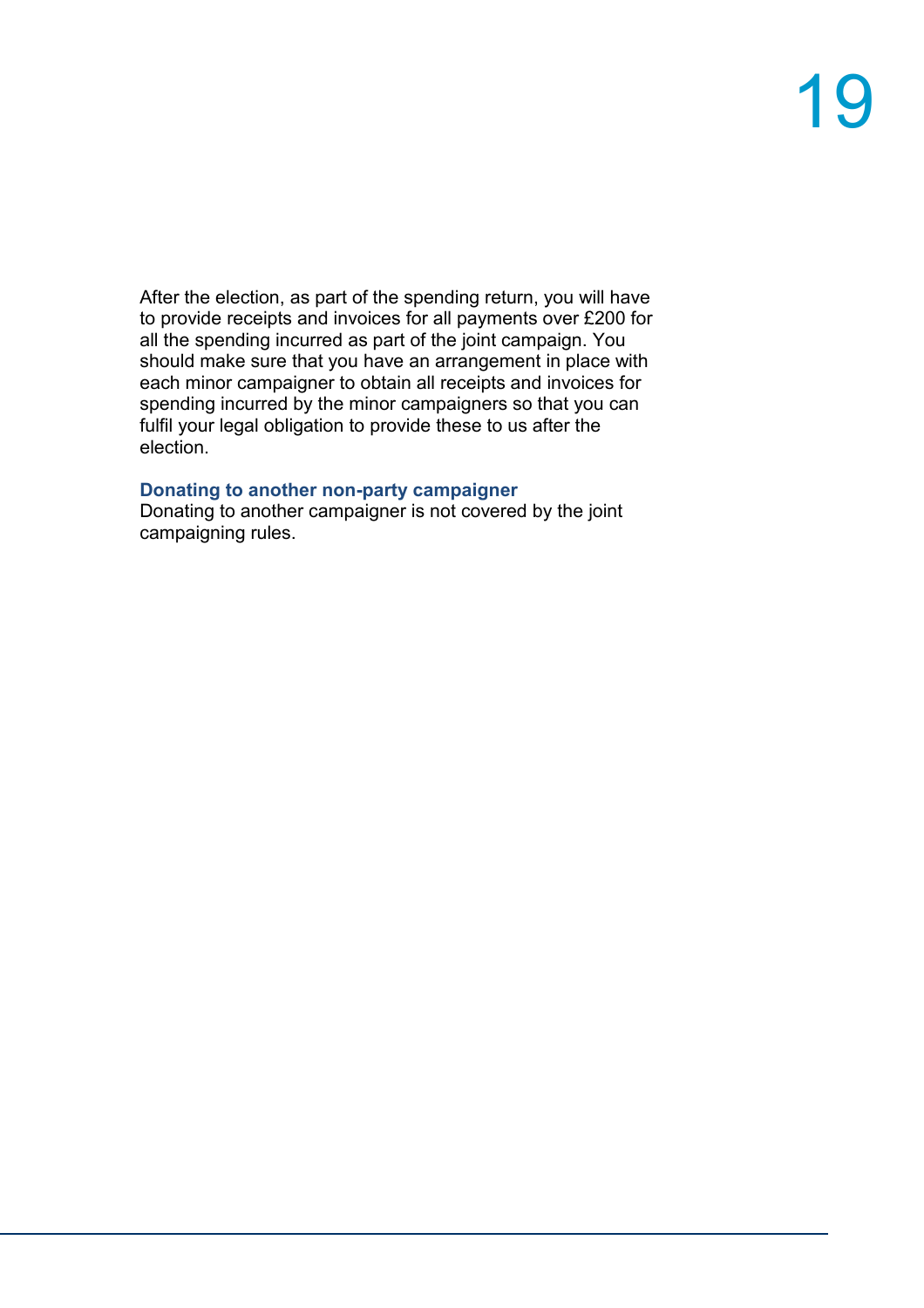After the election, as part of the spending return, you will have to provide receipts and invoices for all payments over £200 for all the spending incurred as part of the joint campaign. You should make sure that you have an arrangement in place with each minor campaigner to obtain all receipts and invoices for spending incurred by the minor campaigners so that you can fulfil your legal obligation to provide these to us after the election.

### Donating to another non-party campaigner

Donating to another campaigner is not covered by the joint campaigning rules.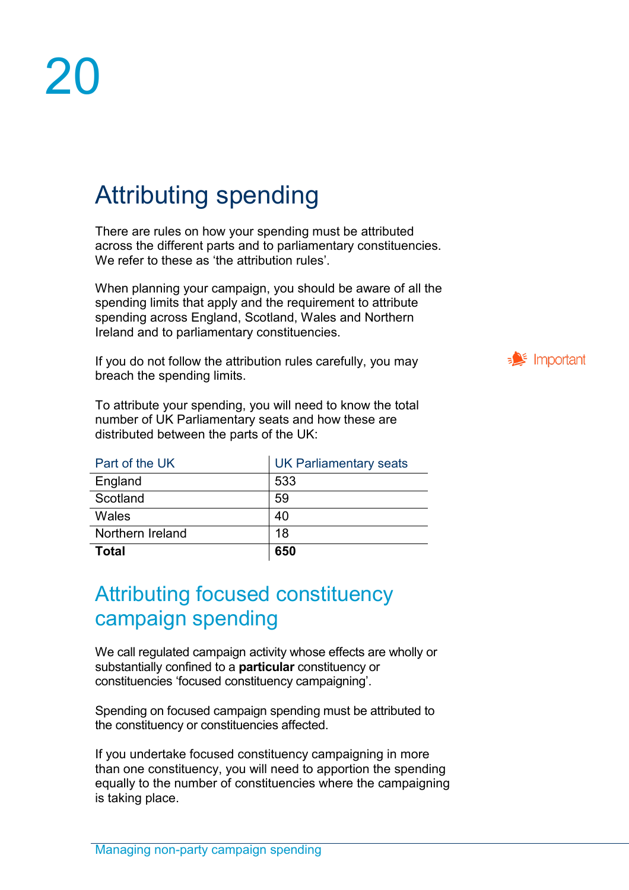# 20

## Attributing spending

There are rules on how your spending must be attributed across the different parts and to parliamentary constituencies. We refer to these as 'the attribution rules'.

When planning your campaign, you should be aware of all the spending limits that apply and the requirement to attribute spending across England, Scotland, Wales and Northern Ireland and to parliamentary constituencies.

Important

If you do not follow the attribution rules carefully, you may breach the spending limits.

To attribute your spending, you will need to know the total number of UK Parliamentary seats and how these are distributed between the parts of the UK:

| Part of the UK | UK Parliamentary seats |
|---|---|
| England | 533 |
| Scotland | 59 |
| Wales | 40 |
| Northern Ireland | 18 |
| **Total** | **650** |

### Attributing focused constituency campaign spending

We call regulated campaign activity whose effects are wholly or substantially confined to a **particular** constituency or constituencies 'focused constituency campaigning'.

Spending on focused campaign spending must be attributed to the constituency or constituencies affected.

If you undertake focused constituency campaigning in more than one constituency, you will need to apportion the spending equally to the number of constituencies where the campaigning is taking place.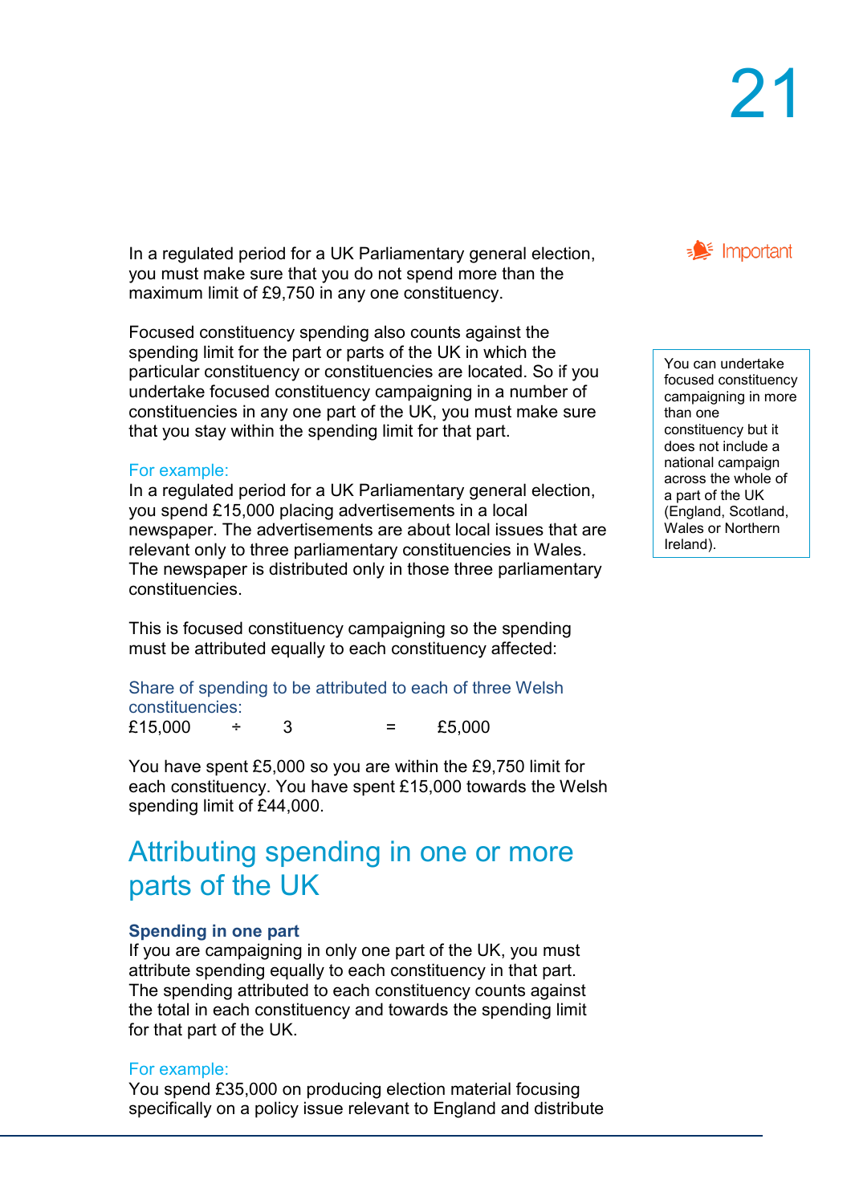In a regulated period for a UK Parliamentary general election, you must make sure that you do not spend more than the maximum limit of £9,750 in any one constituency.

Focused constituency spending also counts against the spending limit for the part or parts of the UK in which the particular constituency or constituencies are located. So if you undertake focused constituency campaigning in a number of constituencies in any one part of the UK, you must make sure that you stay within the spending limit for that part.

**Important**

> You can undertake focused constituency campaigning in more than one constituency but it does not include a national campaign across the whole of a part of the UK (England, Scotland, Wales or Northern Ireland).

For example:

In a regulated period for a UK Parliamentary general election, you spend £15,000 placing advertisements in a local newspaper. The advertisements are about local issues that are relevant only to three parliamentary constituencies in Wales. The newspaper is distributed only in those three parliamentary constituencies.

This is focused constituency campaigning so the spending must be attributed equally to each constituency affected:

Share of spending to be attributed to each of three Welsh constituencies:

£15,000 ÷ 3 = £5,000

You have spent £5,000 so you are within the £9,750 limit for each constituency. You have spent £15,000 towards the Welsh spending limit of £44,000.

## Attributing spending in one or more parts of the UK

### Spending in one part

If you are campaigning in only one part of the UK, you must attribute spending equally to each constituency in that part. The spending attributed to each constituency counts against the total in each constituency and towards the spending limit for that part of the UK.

For example:

You spend £35,000 on producing election material focusing specifically on a policy issue relevant to England and distribute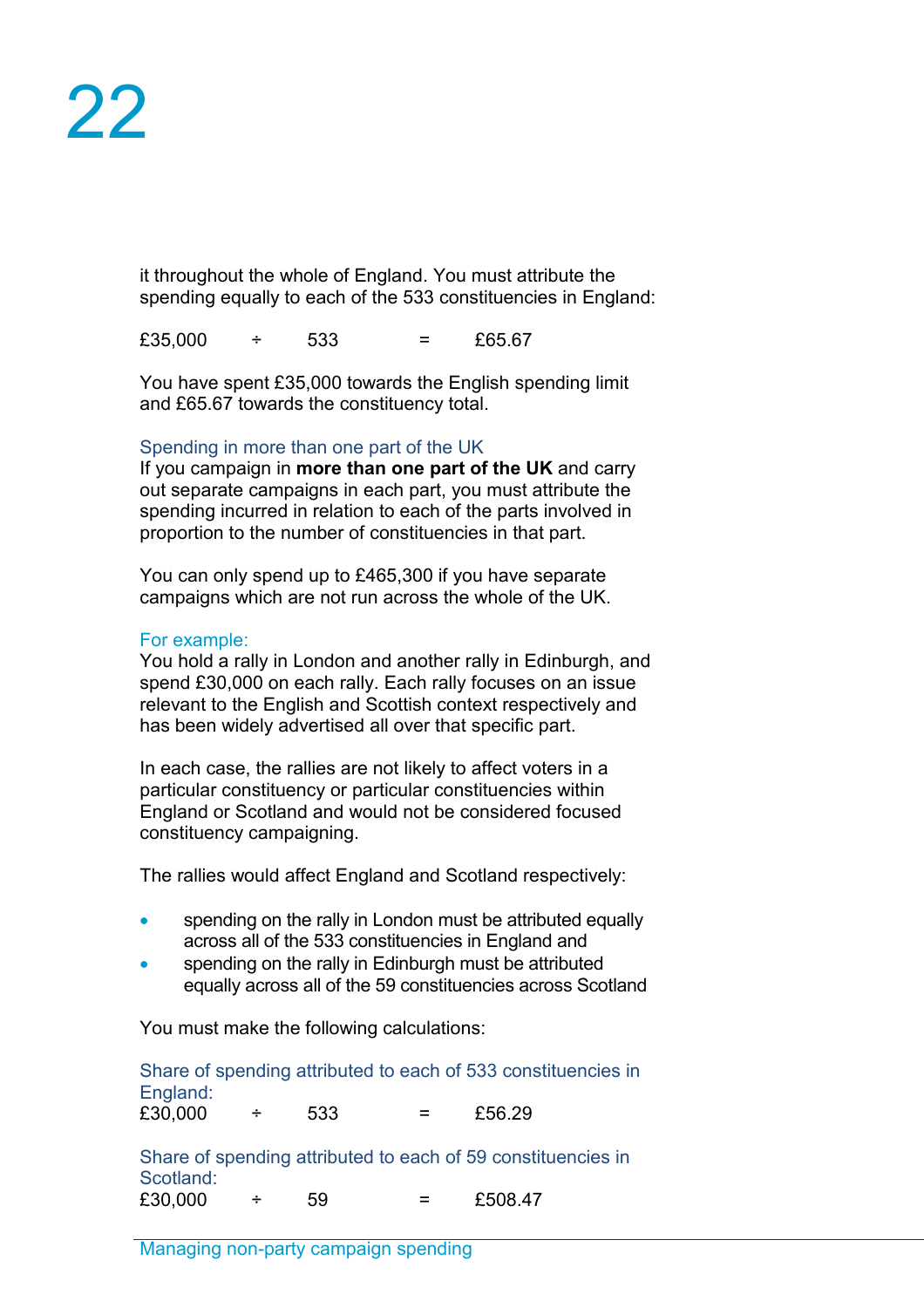it throughout the whole of England. You must attribute the spending equally to each of the 533 constituencies in England:

£35,000 ÷ 533 = £65.67

You have spent £35,000 towards the English spending limit and £65.67 towards the constituency total.

### Spending in more than one part of the UK

If you campaign in **more than one part of the UK** and carry out separate campaigns in each part, you must attribute the spending incurred in relation to each of the parts involved in proportion to the number of constituencies in that part.

You can only spend up to £465,300 if you have separate campaigns which are not run across the whole of the UK.

For example:

You hold a rally in London and another rally in Edinburgh, and spend £30,000 on each rally. Each rally focuses on an issue relevant to the English and Scottish context respectively and has been widely advertised all over that specific part.

In each case, the rallies are not likely to affect voters in a particular constituency or particular constituencies within England or Scotland and would not be considered focused constituency campaigning.

The rallies would affect England and Scotland respectively:

- spending on the rally in London must be attributed equally across all of the 533 constituencies in England and
- spending on the rally in Edinburgh must be attributed equally across all of the 59 constituencies across Scotland

You must make the following calculations:

Share of spending attributed to each of 533 constituencies in England:
£30,000 ÷ 533 = £56.29

Share of spending attributed to each of 59 constituencies in Scotland:
£30,000 ÷ 59 = £508.47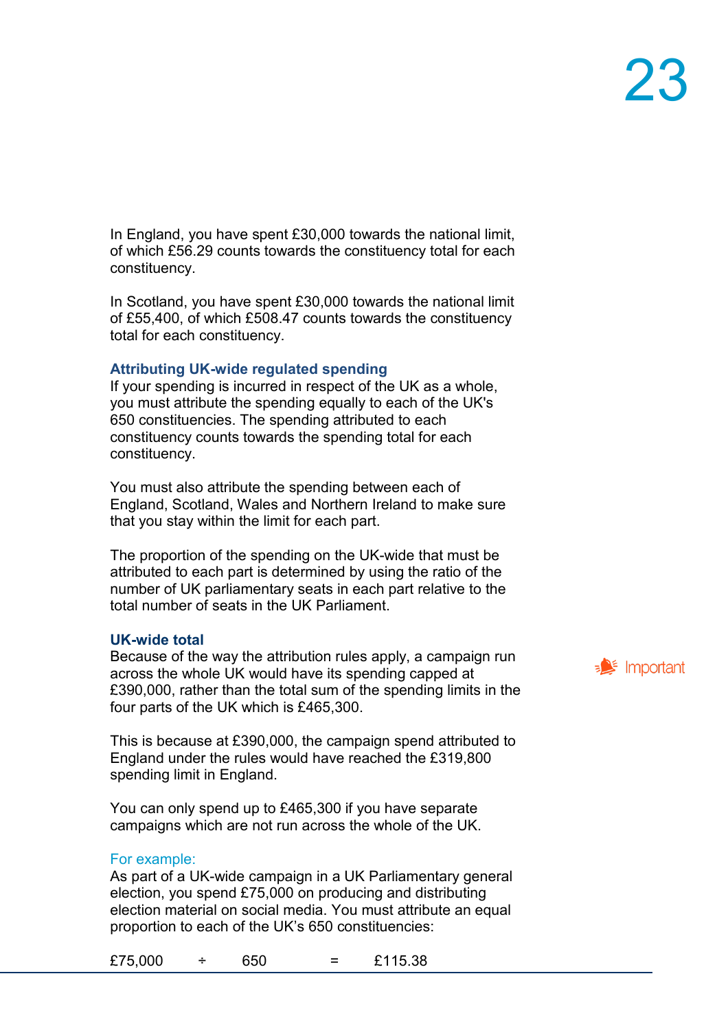In England, you have spent £30,000 towards the national limit, of which £56.29 counts towards the constituency total for each constituency.

In Scotland, you have spent £30,000 towards the national limit of £55,400, of which £508.47 counts towards the constituency total for each constituency.

### Attributing UK-wide regulated spending

If your spending is incurred in respect of the UK as a whole, you must attribute the spending equally to each of the UK's 650 constituencies. The spending attributed to each constituency counts towards the spending total for each constituency.

You must also attribute the spending between each of England, Scotland, Wales and Northern Ireland to make sure that you stay within the limit for each part.

The proportion of the spending on the UK-wide that must be attributed to each part is determined by using the ratio of the number of UK parliamentary seats in each part relative to the total number of seats in the UK Parliament.

### UK-wide total

Important

Because of the way the attribution rules apply, a campaign run across the whole UK would have its spending capped at £390,000, rather than the total sum of the spending limits in the four parts of the UK which is £465,300.

This is because at £390,000, the campaign spend attributed to England under the rules would have reached the £319,800 spending limit in England.

You can only spend up to £465,300 if you have separate campaigns which are not run across the whole of the UK.

For example:

As part of a UK-wide campaign in a UK Parliamentary general election, you spend £75,000 on producing and distributing election material on social media. You must attribute an equal proportion to each of the UK's 650 constituencies:

£75,000 ÷ 650 = £115.38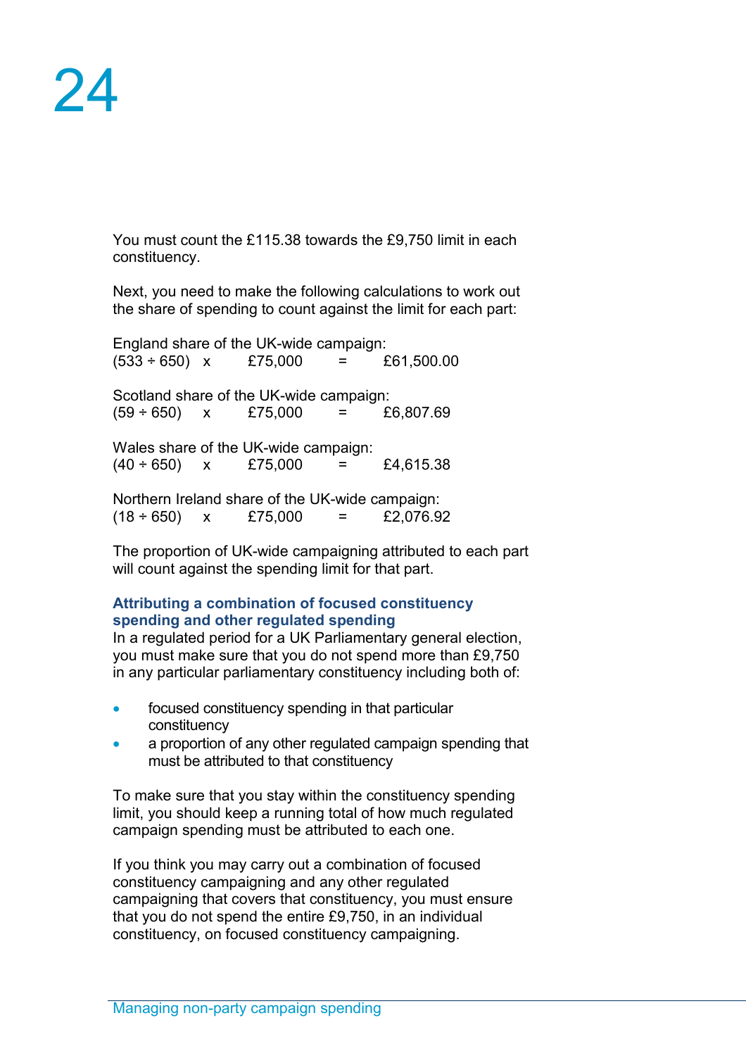You must count the £115.38 towards the £9,750 limit in each constituency.

Next, you need to make the following calculations to work out the share of spending to count against the limit for each part:

England share of the UK-wide campaign:
(533 ÷ 650) x £75,000 = £61,500.00

Scotland share of the UK-wide campaign:
(59 ÷ 650) x £75,000 = £6,807.69

Wales share of the UK-wide campaign:
(40 ÷ 650) x £75,000 = £4,615.38

Northern Ireland share of the UK-wide campaign:
(18 ÷ 650) x £75,000 = £2,076.92

The proportion of UK-wide campaigning attributed to each part will count against the spending limit for that part.

### Attributing a combination of focused constituency spending and other regulated spending

In a regulated period for a UK Parliamentary general election, you must make sure that you do not spend more than £9,750 in any particular parliamentary constituency including both of:

- focused constituency spending in that particular constituency
- a proportion of any other regulated campaign spending that must be attributed to that constituency

To make sure that you stay within the constituency spending limit, you should keep a running total of how much regulated campaign spending must be attributed to each one.

If you think you may carry out a combination of focused constituency campaigning and any other regulated campaigning that covers that constituency, you must ensure that you do not spend the entire £9,750, in an individual constituency, on focused constituency campaigning.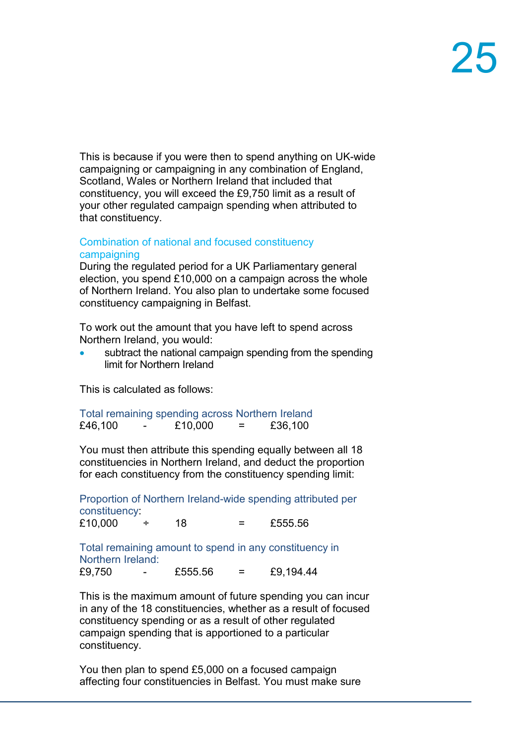This is because if you were then to spend anything on UK-wide campaigning or campaigning in any combination of England, Scotland, Wales or Northern Ireland that included that constituency, you will exceed the £9,750 limit as a result of your other regulated campaign spending when attributed to that constituency.

### Combination of national and focused constituency campaigning

During the regulated period for a UK Parliamentary general election, you spend £10,000 on a campaign across the whole of Northern Ireland. You also plan to undertake some focused constituency campaigning in Belfast.

To work out the amount that you have left to spend across Northern Ireland, you would:

- subtract the national campaign spending from the spending limit for Northern Ireland

This is calculated as follows:

Total remaining spending across Northern Ireland

£46,100 - £10,000 = £36,100

You must then attribute this spending equally between all 18 constituencies in Northern Ireland, and deduct the proportion for each constituency from the constituency spending limit:

Proportion of Northern Ireland-wide spending attributed per constituency:

£10,000 ÷ 18 = £555.56

Total remaining amount to spend in any constituency in Northern Ireland:

£9,750 - £555.56 = £9,194.44

This is the maximum amount of future spending you can incur in any of the 18 constituencies, whether as a result of focused constituency spending or as a result of other regulated campaign spending that is apportioned to a particular constituency.

You then plan to spend £5,000 on a focused campaign affecting four constituencies in Belfast. You must make sure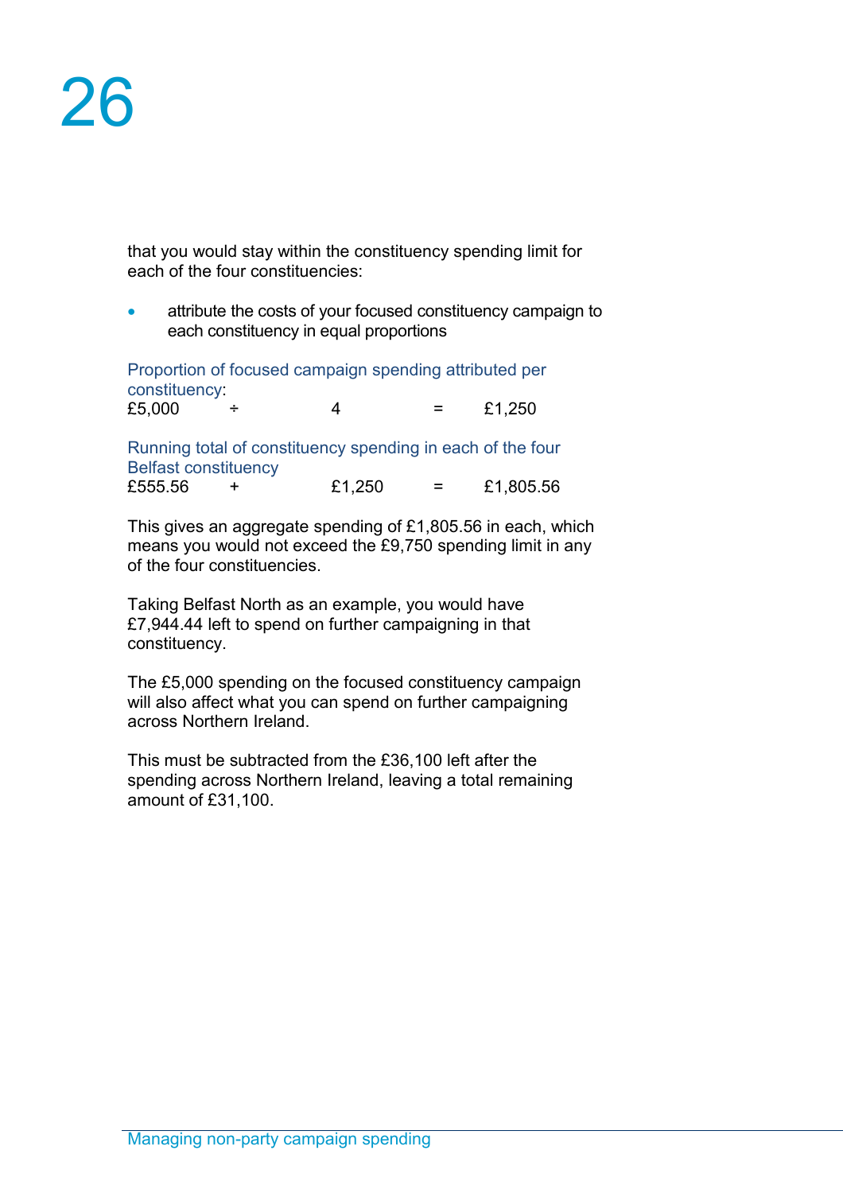that you would stay within the constituency spending limit for each of the four constituencies:

- attribute the costs of your focused constituency campaign to each constituency in equal proportions

Proportion of focused campaign spending attributed per constituency:

| | | | | |
|---|---|---|---|---|
| £5,000 | ÷ | 4 | = | £1,250 |

Running total of constituency spending in each of the four Belfast constituency

| | | | | |
|---|---|---|---|---|
| £555.56 | + | £1,250 | = | £1,805.56 |

This gives an aggregate spending of £1,805.56 in each, which means you would not exceed the £9,750 spending limit in any of the four constituencies.

Taking Belfast North as an example, you would have £7,944.44 left to spend on further campaigning in that constituency.

The £5,000 spending on the focused constituency campaign will also affect what you can spend on further campaigning across Northern Ireland.

This must be subtracted from the £36,100 left after the spending across Northern Ireland, leaving a total remaining amount of £31,100.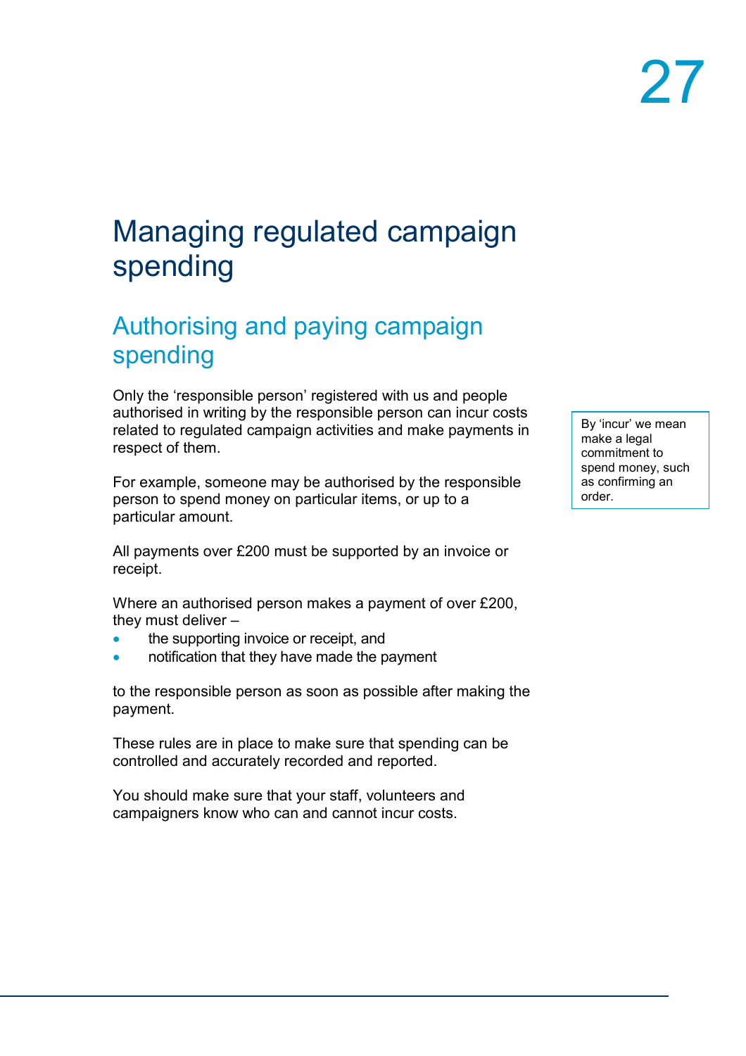# Managing regulated campaign spending

## Authorising and paying campaign spending

Only the 'responsible person' registered with us and people authorised in writing by the responsible person can incur costs related to regulated campaign activities and make payments in respect of them.

By 'incur' we mean make a legal commitment to spend money, such as confirming an order.

For example, someone may be authorised by the responsible person to spend money on particular items, or up to a particular amount.

All payments over £200 must be supported by an invoice or receipt.

Where an authorised person makes a payment of over £200, they must deliver –

- the supporting invoice or receipt, and
- notification that they have made the payment

to the responsible person as soon as possible after making the payment.

These rules are in place to make sure that spending can be controlled and accurately recorded and reported.

You should make sure that your staff, volunteers and campaigners know who can and cannot incur costs.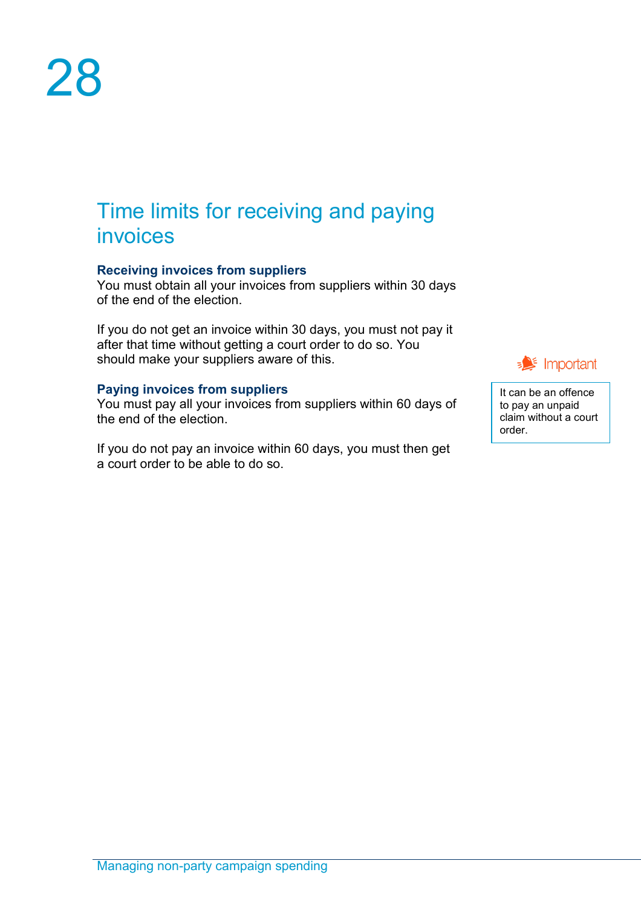# 28

## Time limits for receiving and paying invoices

### Receiving invoices from suppliers

You must obtain all your invoices from suppliers within 30 days of the end of the election.

If you do not get an invoice within 30 days, you must not pay it after that time without getting a court order to do so. You should make your suppliers aware of this.

### Paying invoices from suppliers

You must pay all your invoices from suppliers within 60 days of the end of the election.

If you do not pay an invoice within 60 days, you must then get a court order to be able to do so.

> **Important**
>
> It can be an offence to pay an unpaid claim without a court order.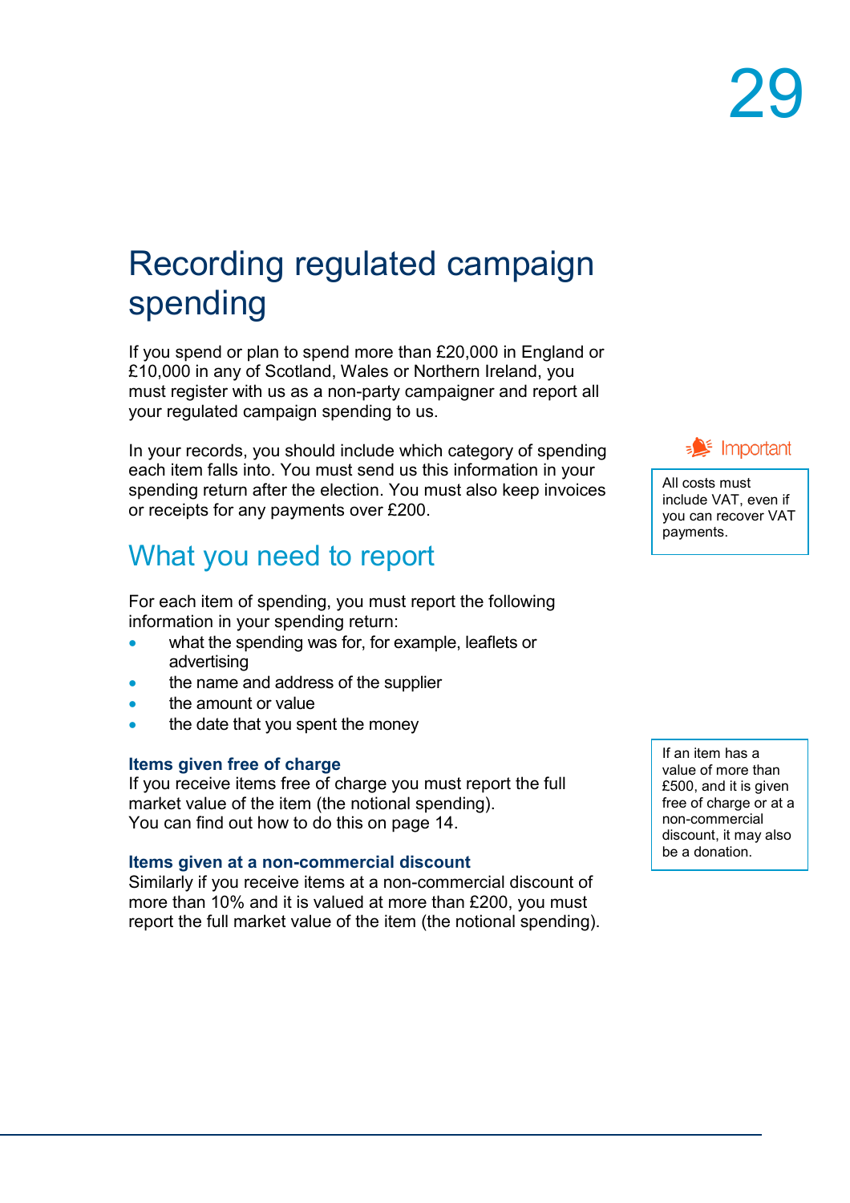# Recording regulated campaign spending

If you spend or plan to spend more than £20,000 in England or £10,000 in any of Scotland, Wales or Northern Ireland, you must register with us as a non-party campaigner and report all your regulated campaign spending to us.

In your records, you should include which category of spending each item falls into. You must send us this information in your spending return after the election. You must also keep invoices or receipts for any payments over £200.

> **Important**
>
> All costs must include VAT, even if you can recover VAT payments.

## What you need to report

For each item of spending, you must report the following information in your spending return:

- what the spending was for, for example, leaflets or advertising
- the name and address of the supplier
- the amount or value
- the date that you spent the money

### Items given free of charge

If you receive items free of charge you must report the full market value of the item (the notional spending).
You can find out how to do this on page 14.

> If an item has a value of more than £500, and it is given free of charge or at a non-commercial discount, it may also be a donation.

### Items given at a non-commercial discount

Similarly if you receive items at a non-commercial discount of more than 10% and it is valued at more than £200, you must report the full market value of the item (the notional spending).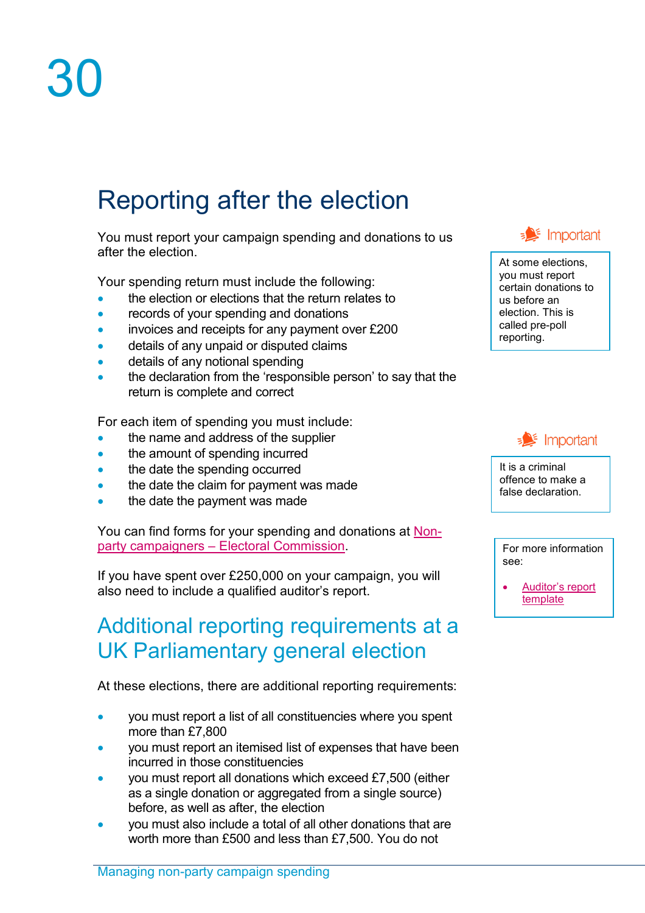# 30

## Reporting after the election

You must report your campaign spending and donations to us after the election.

Your spending return must include the following:

- the election or elections that the return relates to
- records of your spending and donations
- invoices and receipts for any payment over £200
- details of any unpaid or disputed claims
- details of any notional spending
- the declaration from the 'responsible person' to say that the return is complete and correct

For each item of spending you must include:

- the name and address of the supplier
- the amount of spending incurred
- the date the spending occurred
- the date the claim for payment was made
- the date the payment was made

You can find forms for your spending and donations at Non-party campaigners – Electoral Commission.

If you have spent over £250,000 on your campaign, you will also need to include a qualified auditor's report.

> **Important**
>
> At some elections, you must report certain donations to us before an election. This is called pre-poll reporting.

> **Important**
>
> It is a criminal offence to make a false declaration.

> For more information see:
>
> - Auditor's report template

### Additional reporting requirements at a UK Parliamentary general election

At these elections, there are additional reporting requirements:

- you must report a list of all constituencies where you spent more than £7,800
- you must report an itemised list of expenses that have been incurred in those constituencies
- you must report all donations which exceed £7,500 (either as a single donation or aggregated from a single source) before, as well as after, the election
- you must also include a total of all other donations that are worth more than £500 and less than £7,500. You do not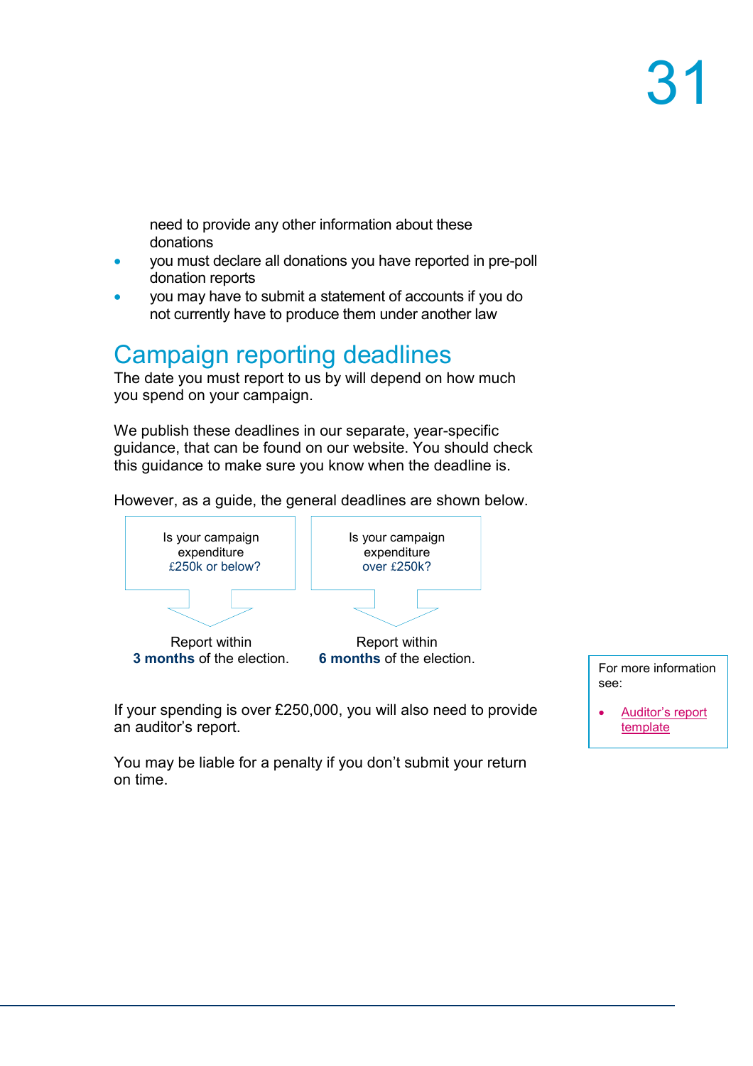need to provide any other information about these donations

- you must declare all donations you have reported in pre-poll donation reports
- you may have to submit a statement of accounts if you do not currently have to produce them under another law

## Campaign reporting deadlines

The date you must report to us by will depend on how much you spend on your campaign.

We publish these deadlines in our separate, year-specific guidance, that can be found on our website. You should check this guidance to make sure you know when the deadline is.

However, as a guide, the general deadlines are shown below.

| Is your campaign expenditure £250k or below? | Is your campaign expenditure over £250k? |
| --- | --- |
| Report within **3 months** of the election. | Report within **6 months** of the election. |

If your spending is over £250,000, you will also need to provide an auditor's report.

You may be liable for a penalty if you don't submit your return on time.

For more information see:

- Auditor's report template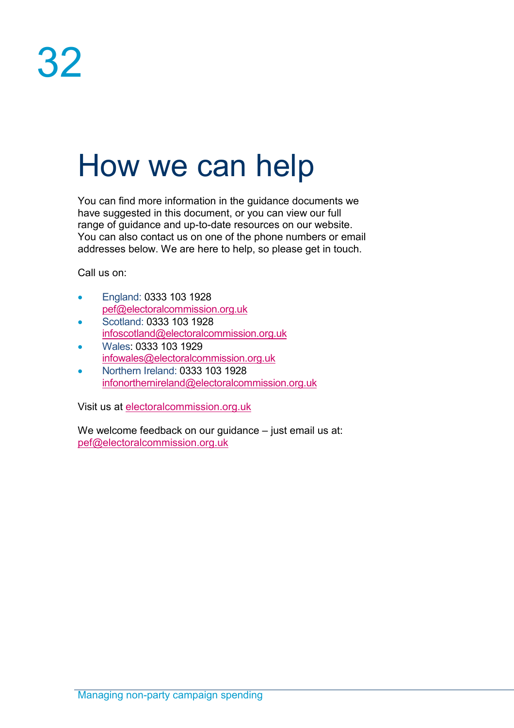# 32

# How we can help

You can find more information in the guidance documents we have suggested in this document, or you can view our full range of guidance and up-to-date resources on our website. You can also contact us on one of the phone numbers or email addresses below. We are here to help, so please get in touch.

Call us on:

- England: 0333 103 1928
  pef@electoralcommission.org.uk
- Scotland: 0333 103 1928
  infoscotland@electoralcommission.org.uk
- Wales: 0333 103 1929
  infowales@electoralcommission.org.uk
- Northern Ireland: 0333 103 1928
  infonorthernireland@electoralcommission.org.uk

Visit us at electoralcommission.org.uk

We welcome feedback on our guidance – just email us at:
pef@electoralcommission.org.uk